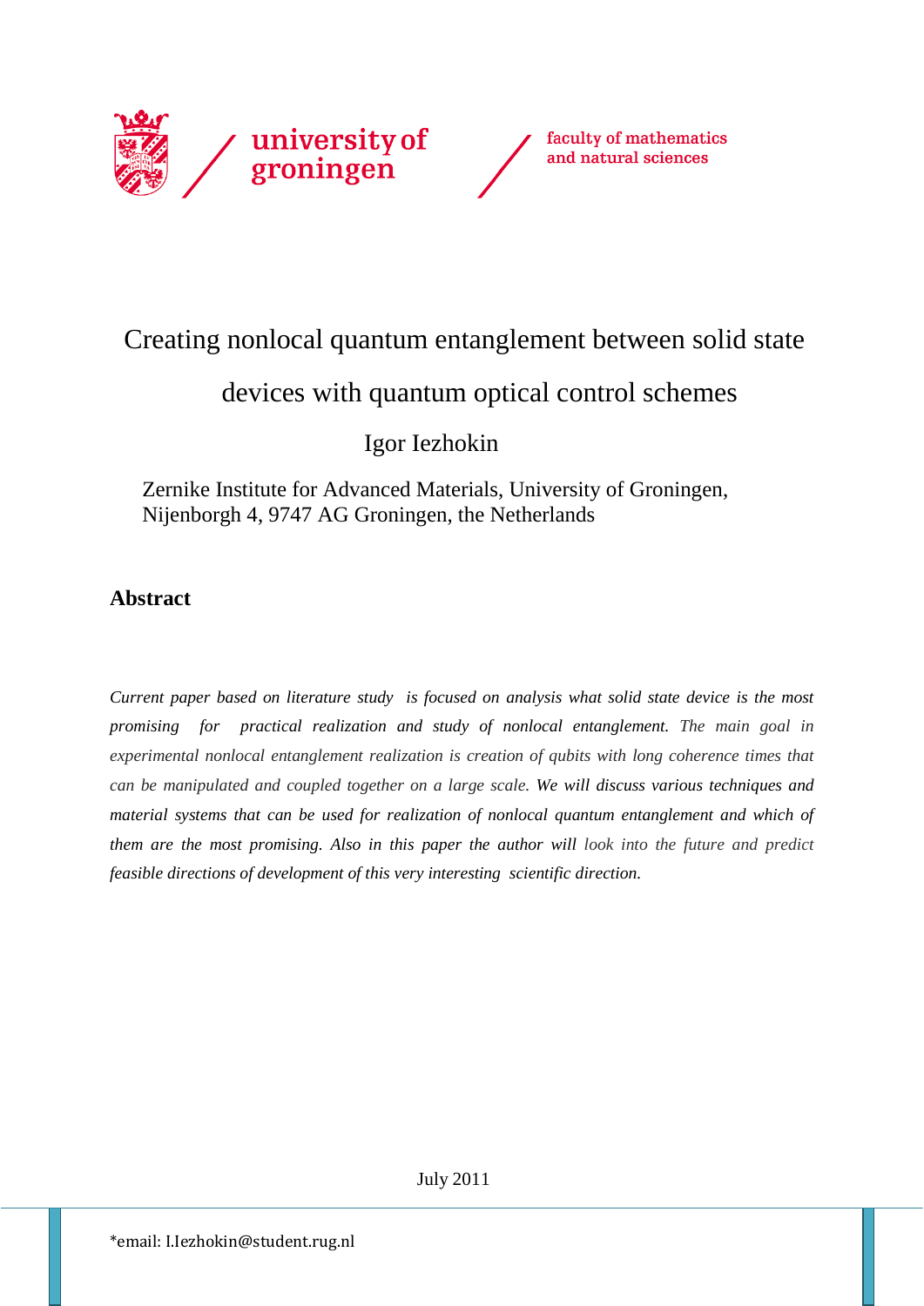university of groningen

faculty of mathematics and natural sciences

# Creating nonlocal quantum entanglement between solid state devices with quantum optical control schemes

Igor Iezhokin

Zernike Institute for Advanced Materials, University of Groningen, Nijenborgh 4, 9747 AG Groningen, the Netherlands

## Abstract

*Current paper based on literature study is focused on analysis what solid state device is the most promising for practical realization and study of nonlocal entanglement. The main goal in experimental nonlocal entanglement realization is creation of qubits with long coherence times that can be manipulated and coupled together on a large scale. We will discuss various techniques and material systems that can be used for realization of nonlocal quantum entanglement and which of them are the most promising. Also in this paper the author will look into the future and predict feasible directions of development of this very interesting scientific direction.*

July 2011

*email: I.Iezhokin@student.rug.nl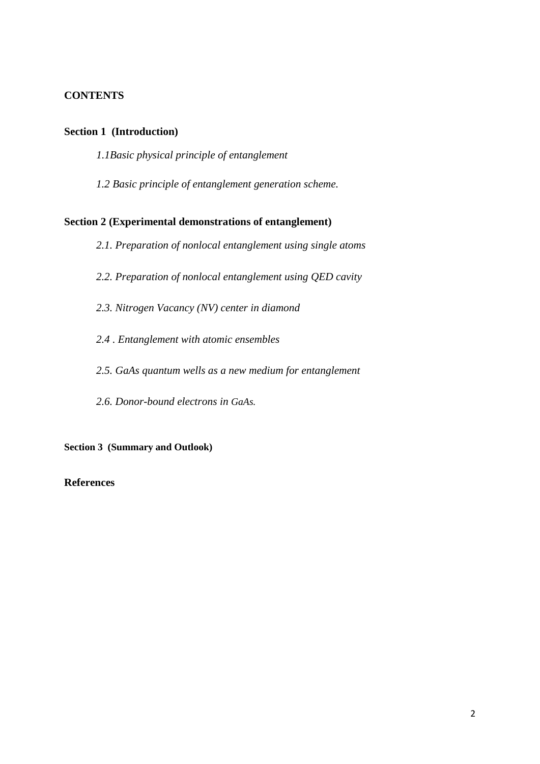**CONTENTS**

**Section 1 (Introduction)**

*1.1Basic physical principle of entanglement*

*1.2 Basic principle of entanglement generation scheme.*

**Section 2 (Experimental demonstrations of entanglement)**

*2.1. Preparation of nonlocal entanglement using single atoms*

*2.2. Preparation of nonlocal entanglement using QED cavity*

*2.3. Nitrogen Vacancy (NV) center in diamond*

*2.4 . Entanglement with atomic ensembles*

*2.5. GaAs quantum wells as a new medium for entanglement*

*2.6. Donor-bound electrons in GaAs.*

**Section 3 (Summary and Outlook)**

**References**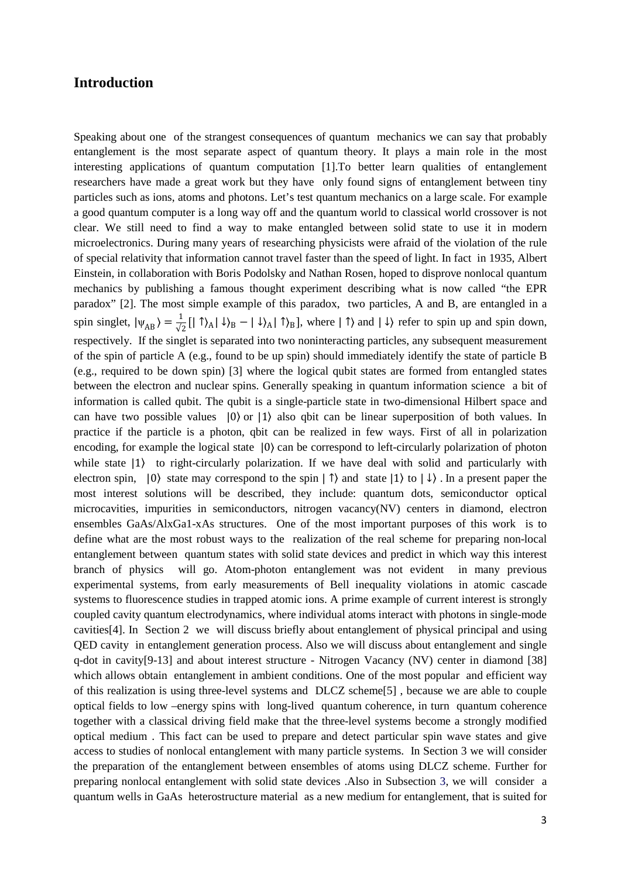## Introduction

Speaking about one of the strangest consequences of quantum mechanics we can say that probably entanglement is the most separate aspect of quantum theory. It plays a main role in the most interesting applications of quantum computation [1].To better learn qualities of entanglement researchers have made a great work but they have only found signs of entanglement between tiny particles such as ions, atoms and photons. Let's test quantum mechanics on a large scale. For example a good quantum computer is a long way off and the quantum world to classical world crossover is not clear. We still need to find a way to make entangled between solid state to use it in modern microelectronics. During many years of researching physicists were afraid of the violation of the rule of special relativity that information cannot travel faster than the speed of light. In fact in 1935, Albert Einstein, in collaboration with Boris Podolsky and Nathan Rosen, hoped to disprove nonlocal quantum mechanics by publishing a famous thought experiment describing what is now called "the EPR paradox" [2]. The most simple example of this paradox, two particles, A and B, are entangled in a spin singlet, $|\psi_{AB}\rangle = \frac{1}{\sqrt{2}}[|\uparrow\rangle_A|\downarrow\rangle_B - |\downarrow\rangle_A|\uparrow\rangle_B]$, where $|\uparrow\rangle$ and $|\downarrow\rangle$ refer to spin up and spin down, respectively. If the singlet is separated into two noninteracting particles, any subsequent measurement of the spin of particle A (e.g., found to be up spin) should immediately identify the state of particle B (e.g., required to be down spin) [3] where the logical qubit states are formed from entangled states between the electron and nuclear spins. Generally speaking in quantum information science a bit of information is called qubit. The qubit is a single-particle state in two-dimensional Hilbert space and can have two possible values $|0\rangle$ or $|1\rangle$ also qbit can be linear superposition of both values. In practice if the particle is a photon, qbit can be realized in few ways. First of all in polarization encoding, for example the logical state $|0\rangle$ can be correspond to left-circularly polarization of photon while state $|1\rangle$ to right-circularly polarization. If we have deal with solid and particularly with electron spin, $|0\rangle$ state may correspond to the spin $|\uparrow\rangle$ and state $|1\rangle$ to $|\downarrow\rangle$ . In a present paper the most interest solutions will be described, they include: quantum dots, semiconductor optical microcavities, impurities in semiconductors, nitrogen vacancy(NV) centers in diamond, electron ensembles GaAs/AlxGa1-xAs structures. One of the most important purposes of this work is to define what are the most robust ways to the realization of the real scheme for preparing non-local entanglement between quantum states with solid state devices and predict in which way this interest branch of physics will go. Atom-photon entanglement was not evident in many previous experimental systems, from early measurements of Bell inequality violations in atomic cascade systems to fluorescence studies in trapped atomic ions. A prime example of current interest is strongly coupled cavity quantum electrodynamics, where individual atoms interact with photons in single-mode cavities[4]. In Section 2 we will discuss briefly about entanglement of physical principal and using QED cavity in entanglement generation process. Also we will discuss about entanglement and single q-dot in cavity[9-13] and about interest structure - Nitrogen Vacancy (NV) center in diamond [38] which allows obtain entanglement in ambient conditions. One of the most popular and efficient way of this realization is using three-level systems and DLCZ scheme[5] , because we are able to couple optical fields to low –energy spins with long-lived quantum coherence, in turn quantum coherence together with a classical driving field make that the three-level systems become a strongly modified optical medium . This fact can be used to prepare and detect particular spin wave states and give access to studies of nonlocal entanglement with many particle systems. In Section 3 we will consider the preparation of the entanglement between ensembles of atoms using DLCZ scheme. Further for preparing nonlocal entanglement with solid state devices .Also in Subsection 3, we will consider a quantum wells in GaAs heterostructure material as a new medium for entanglement, that is suited for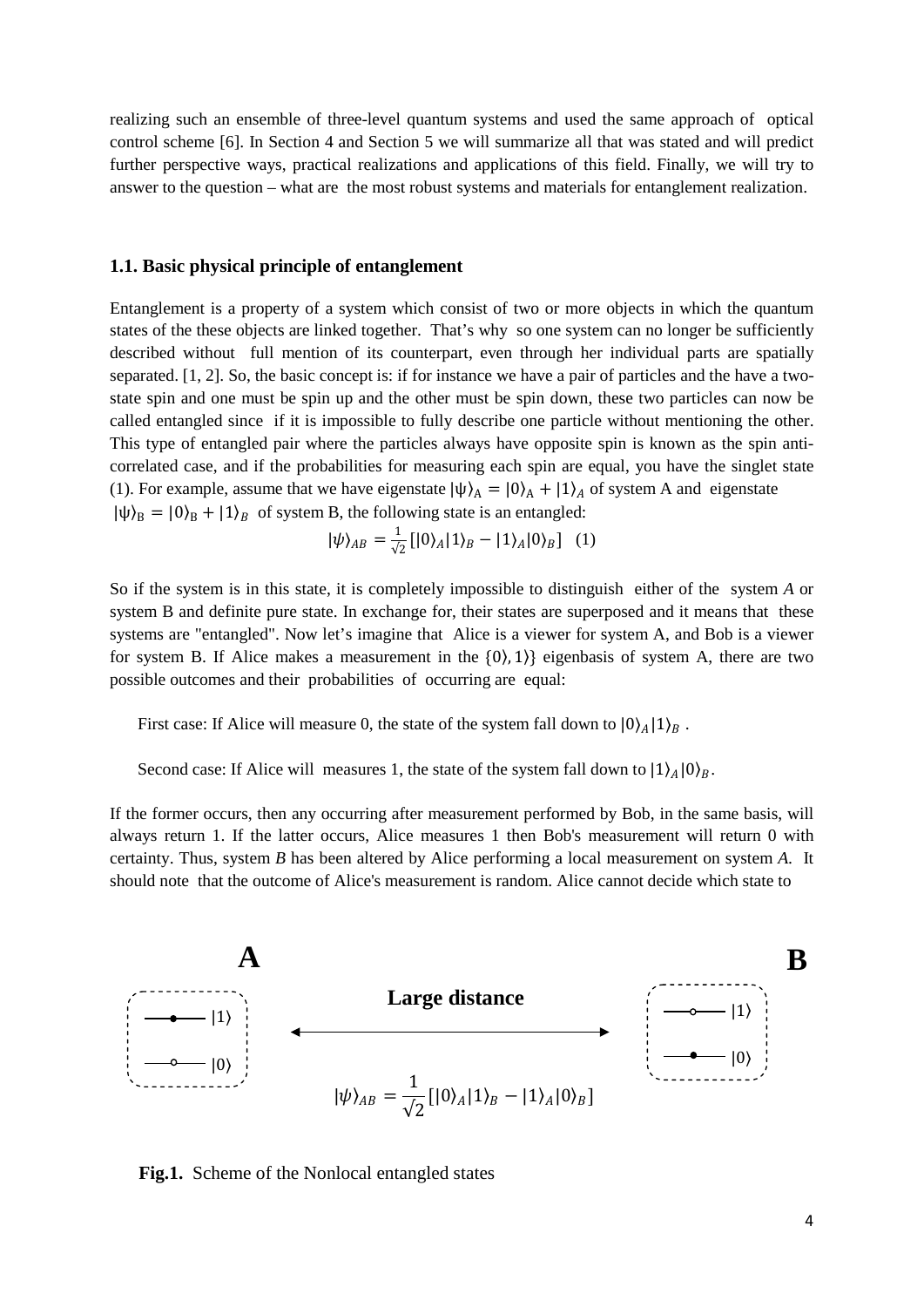realizing such an ensemble of three-level quantum systems and used the same approach of optical control scheme [6]. In Section 4 and Section 5 we will summarize all that was stated and will predict further perspective ways, practical realizations and applications of this field. Finally, we will try to answer to the question – what are the most robust systems and materials for entanglement realization.

### 1.1. Basic physical principle of entanglement

Entanglement is a property of a system which consist of two or more objects in which the quantum states of the these objects are linked together. That's why so one system can no longer be sufficiently described without full mention of its counterpart, even through her individual parts are spatially separated. [1, 2]. So, the basic concept is: if for instance we have a pair of particles and the have a two-state spin and one must be spin up and the other must be spin down, these two particles can now be called entangled since if it is impossible to fully describe one particle without mentioning the other. This type of entangled pair where the particles always have opposite spin is known as the spin anti-correlated case, and if the probabilities for measuring each spin are equal, you have the singlet state (1). For example, assume that we have eigenstate $|\psi\rangle_A = |0\rangle_A + |1\rangle_A$ of system A and eigenstate $|\psi\rangle_B = |0\rangle_B + |1\rangle_B$ of system B, the following state is an entangled:

$$|\psi\rangle_{AB} = \frac{1}{\sqrt{2}}[|0\rangle_A|1\rangle_B - |1\rangle_A|0\rangle_B] \quad (1)$$

So if the system is in this state, it is completely impossible to distinguish either of the system *A* or system B and definite pure state. In exchange for, their states are superposed and it means that these systems are "entangled". Now let's imagine that Alice is a viewer for system A, and Bob is a viewer for system B. If Alice makes a measurement in the $\{0\rangle, 1\rangle\}$ eigenbasis of system A, there are two possible outcomes and their probabilities of occurring are equal:

First case: If Alice will measure 0, the state of the system fall down to $|0\rangle_A|1\rangle_B$ .

Second case: If Alice will measures 1, the state of the system fall down to $|1\rangle_A|0\rangle_B$.

If the former occurs, then any occurring after measurement performed by Bob, in the same basis, will always return 1. If the latter occurs, Alice measures 1 then Bob's measurement will return 0 with certainty. Thus, system *B* has been altered by Alice performing a local measurement on system *A.* It should note that the outcome of Alice's measurement is random. Alice cannot decide which state to

**A** | **B**

Large distance

$$|\psi\rangle_{AB} = \frac{1}{\sqrt{2}}[|0\rangle_A|1\rangle_B - |1\rangle_A|0\rangle_B]$$

**Fig.1.** Scheme of the Nonlocal entangled states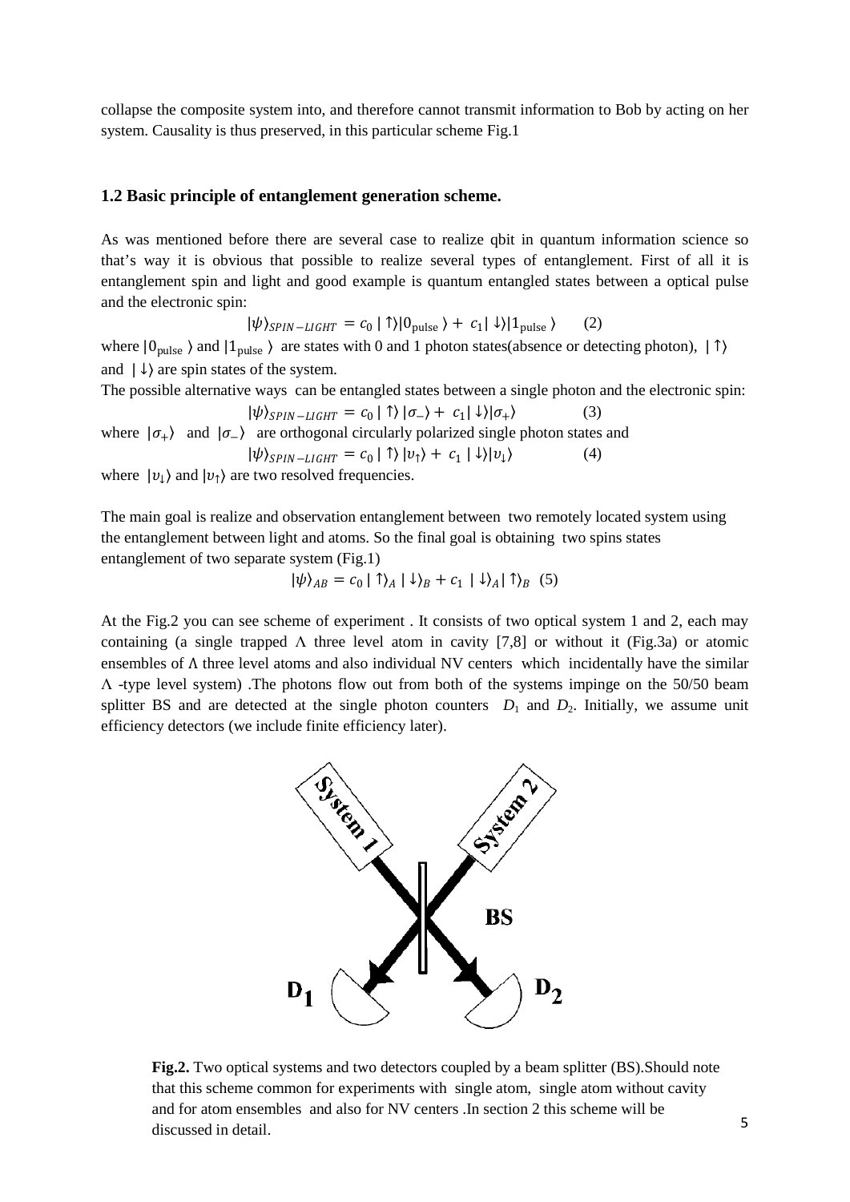collapse the composite system into, and therefore cannot transmit information to Bob by acting on her system. Causality is thus preserved, in this particular scheme Fig.1

### 1.2 Basic principle of entanglement generation scheme.

As was mentioned before there are several case to realize qbit in quantum information science so that's way it is obvious that possible to realize several types of entanglement. First of all it is entanglement spin and light and good example is quantum entangled states between a optical pulse and the electronic spin:

$$|\psi\rangle_{SPIN-LIGHT} = c_0\,|\uparrow\rangle|0_{\text{pulse}}\rangle + c_1|\downarrow\rangle|1_{\text{pulse}}\rangle \qquad (2)$$

where $|0_{\text{pulse}}\rangle$ and $|1_{\text{pulse}}\rangle$ are states with 0 and 1 photon states(absence or detecting photon), $|\uparrow\rangle$ and $|\downarrow\rangle$ are spin states of the system.

The possible alternative ways can be entangled states between a single photon and the electronic spin:

$$|\psi\rangle_{SPIN-LIGHT} = c_0\,|\uparrow\rangle\,|\sigma_-\rangle + c_1|\downarrow\rangle|\sigma_+\rangle \qquad (3)$$

where $|\sigma_+\rangle$ and $|\sigma_-\rangle$ are orthogonal circularly polarized single photon states and

$$|\psi\rangle_{SPIN-LIGHT} = c_0\,|\uparrow\rangle\,|\upsilon_\uparrow\rangle + c_1\,|\downarrow\rangle|\upsilon_\downarrow\rangle \qquad (4)$$

where $|\upsilon_\downarrow\rangle$ and $|\upsilon_\uparrow\rangle$ are two resolved frequencies.

The main goal is realize and observation entanglement between two remotely located system using the entanglement between light and atoms. So the final goal is obtaining two spins states entanglement of two separate system (Fig.1)

$$|\psi\rangle_{AB} = c_0\,|\uparrow\rangle_A\,|\downarrow\rangle_B + c_1\,|\downarrow\rangle_A|\uparrow\rangle_B \quad (5)$$

At the Fig.2 you can see scheme of experiment . It consists of two optical system 1 and 2, each may containing (a single trapped $\Lambda$ three level atom in cavity [7,8] or without it (Fig.3a) or atomic ensembles of $\Lambda$ three level atoms and also individual NV centers which incidentally have the similar $\Lambda$ -type level system) .The photons flow out from both of the systems impinge on the 50/50 beam splitter BS and are detected at the single photon counters $D_1$ and $D_2$. Initially, we assume unit efficiency detectors (we include finite efficiency later).

**Fig.2.** Two optical systems and two detectors coupled by a beam splitter (BS).Should note that this scheme common for experiments with single atom, single atom without cavity and for atom ensembles and also for NV centers .In section 2 this scheme will be discussed in detail.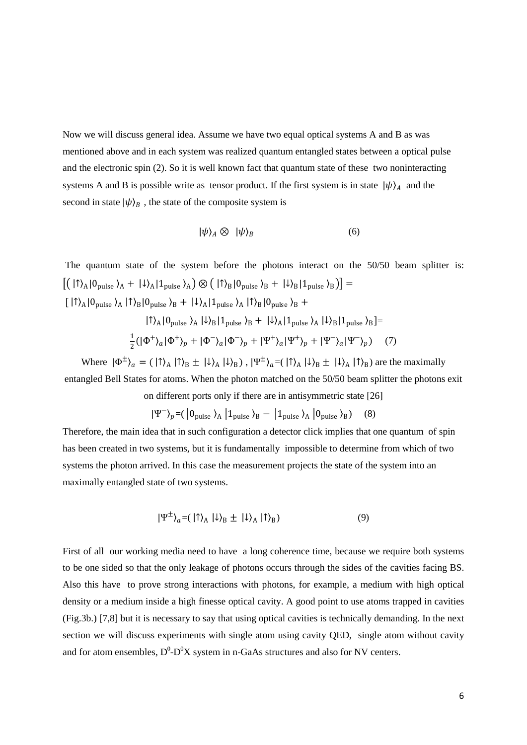Now we will discuss general idea. Assume we have two equal optical systems A and B as was mentioned above and in each system was realized quantum entangled states between a optical pulse and the electronic spin (2). So it is well known fact that quantum state of these two noninteracting systems A and B is possible write as tensor product. If the first system is in state $|\psi\rangle_A$ and the second in state $|\psi\rangle_B$ , the state of the composite system is

$$|\psi\rangle_A \otimes |\psi\rangle_B \qquad (6)$$

The quantum state of the system before the photons interact on the 50/50 beam splitter is:

$$\left[\left( |\uparrow\rangle_{\mathrm{A}}|0_{\mathrm{pulse}}\rangle_{\mathrm{A}} + |\downarrow\rangle_{\mathrm{A}}|1_{\mathrm{pulse}}\rangle_{\mathrm{A}}\right) \otimes \left( |\uparrow\rangle_{\mathrm{B}}|0_{\mathrm{pulse}}\rangle_{\mathrm{B}} + |\downarrow\rangle_{\mathrm{B}}|1_{\mathrm{pulse}}\rangle_{\mathrm{B}}\right)\right] =$$

$$[\,|\uparrow\rangle_{\mathrm{A}}|0_{\mathrm{pulse}}\rangle_{\mathrm{A}}\,|\uparrow\rangle_{\mathrm{B}}|0_{\mathrm{pulse}}\rangle_{\mathrm{B}} + |\downarrow\rangle_{\mathrm{A}}|1_{\mathrm{pulse}}\rangle_{\mathrm{A}}\,|\uparrow\rangle_{\mathrm{B}}|0_{\mathrm{pulse}}\rangle_{\mathrm{B}} +$$

$$|\uparrow\rangle_{\mathrm{A}}|0_{\mathrm{pulse}}\rangle_{\mathrm{A}}\,|\downarrow\rangle_{\mathrm{B}}|1_{\mathrm{pulse}}\rangle_{\mathrm{B}} + |\downarrow\rangle_{\mathrm{A}}|1_{\mathrm{pulse}}\rangle_{\mathrm{A}}\,|\downarrow\rangle_{\mathrm{B}}|1_{\mathrm{pulse}}\rangle_{\mathrm{B}}]=$$

$$\frac{1}{2}(|\Phi^{+}\rangle_a|\Phi^{+}\rangle_p + |\Phi^{-}\rangle_a|\Phi^{-}\rangle_p + |\Psi^{+}\rangle_a|\Psi^{+}\rangle_p + |\Psi^{-}\rangle_a|\Psi^{-}\rangle_p) \qquad (7)$$

Where $|\Phi^{\pm}\rangle_a = (\,|\uparrow\rangle_{\mathrm{A}}\,|\uparrow\rangle_{\mathrm{B}} \pm |\downarrow\rangle_{\mathrm{A}}\,|\downarrow\rangle_{\mathrm{B}})$ , $|\Psi^{\pm}\rangle_a$=$(\,|\uparrow\rangle_{\mathrm{A}}\,|\downarrow\rangle_{\mathrm{B}} \pm |\downarrow\rangle_{\mathrm{A}}\,|\uparrow\rangle_{\mathrm{B}})$ are the maximally entangled Bell States for atoms. When the photon matched on the 50/50 beam splitter the photons exit on different ports only if there are in antisymmetric state [26]

$$|\Psi^{-}\rangle_p=(\,|0_{\mathrm{pulse}}\rangle_{\mathrm{A}}\,|1_{\mathrm{pulse}}\rangle_{\mathrm{B}} - |1_{\mathrm{pulse}}\rangle_{\mathrm{A}}\,|0_{\mathrm{pulse}}\rangle_{\mathrm{B}}) \qquad (8)$$

Therefore, the main idea that in such configuration a detector click implies that one quantum of spin has been created in two systems, but it is fundamentally impossible to determine from which of two systems the photon arrived. In this case the measurement projects the state of the system into an maximally entangled state of two systems.

$$|\Psi^{\pm}\rangle_a=(\,|\uparrow\rangle_{\mathrm{A}}\,|\downarrow\rangle_{\mathrm{B}} \pm |\downarrow\rangle_{\mathrm{A}}\,|\uparrow\rangle_{\mathrm{B}}) \qquad (9)$$

First of all our working media need to have a long coherence time, because we require both systems to be one sided so that the only leakage of photons occurs through the sides of the cavities facing BS. Also this have to prove strong interactions with photons, for example, a medium with high optical density or a medium inside a high finesse optical cavity. A good point to use atoms trapped in cavities (Fig.3b.) [7,8] but it is necessary to say that using optical cavities is technically demanding. In the next section we will discuss experiments with single atom using cavity QED, single atom without cavity and for atom ensembles, $D^0$-$D^0X$ system in n-GaAs structures and also for NV centers.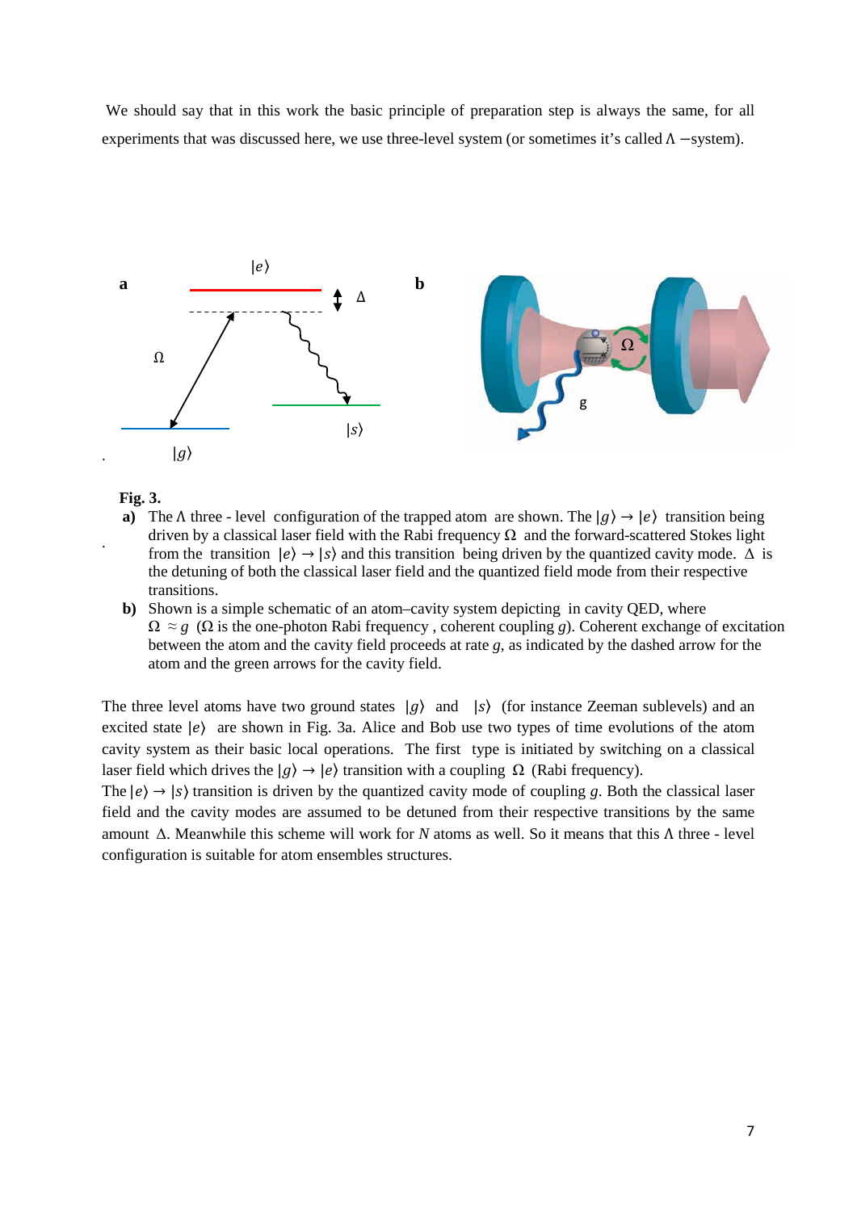We should say that in this work the basic principle of preparation step is always the same, for all experiments that was discussed here, we use three-level system (or sometimes it's called $\Lambda$ −system).

**Fig. 3.**

**a)** The $\Lambda$ three - level configuration of the trapped atom are shown. The $|g\rangle \rightarrow |e\rangle$ transition being driven by a classical laser field with the Rabi frequency $\Omega$ and the forward-scattered Stokes light from the transition $|e\rangle \rightarrow |s\rangle$ and this transition being driven by the quantized cavity mode. $\Delta$ is the detuning of both the classical laser field and the quantized field mode from their respective transitions.

**b)** Shown is a simple schematic of an atom–cavity system depicting in cavity QED, where $\Omega \approx g$ ($\Omega$ is the one-photon Rabi frequency , coherent coupling $g$). Coherent exchange of excitation between the atom and the cavity field proceeds at rate $g$, as indicated by the dashed arrow for the atom and the green arrows for the cavity field.

The three level atoms have two ground states $|g\rangle$ and $|s\rangle$ (for instance Zeeman sublevels) and an excited state $|e\rangle$ are shown in Fig. 3a. Alice and Bob use two types of time evolutions of the atom cavity system as their basic local operations. The first type is initiated by switching on a classical laser field which drives the $|g\rangle \rightarrow |e\rangle$ transition with a coupling $\Omega$ (Rabi frequency).

The $|e\rangle \rightarrow |s\rangle$ transition is driven by the quantized cavity mode of coupling $g$. Both the classical laser field and the cavity modes are assumed to be detuned from their respective transitions by the same amount $\Delta$. Meanwhile this scheme will work for $N$ atoms as well. So it means that this $\Lambda$ three - level configuration is suitable for atom ensembles structures.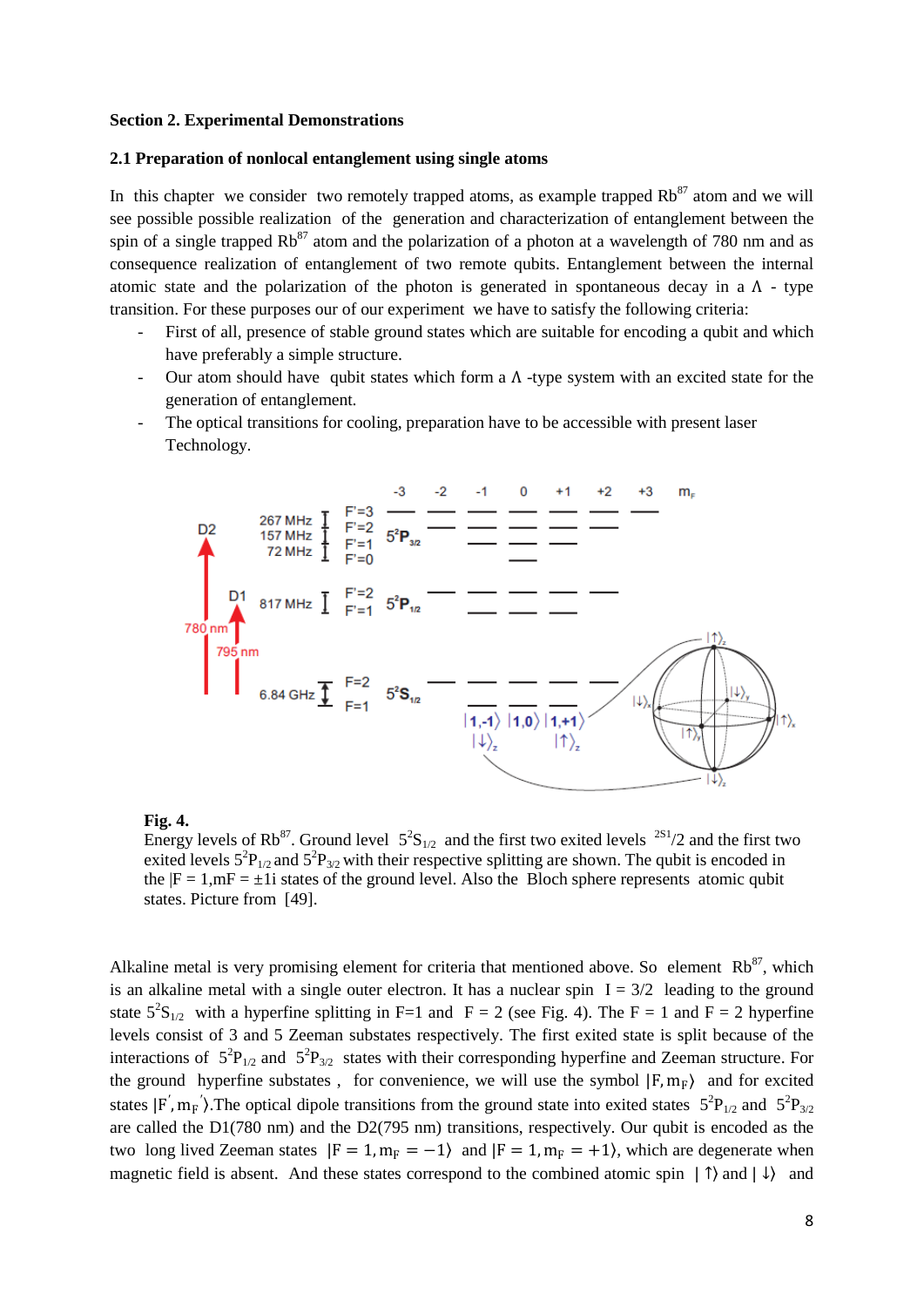**Section 2. Experimental Demonstrations**

**2.1 Preparation of nonlocal entanglement using single atoms**

In this chapter we consider two remotely trapped atoms, as example trapped $Rb^{87}$ atom and we will see possible possible realization of the generation and characterization of entanglement between the spin of a single trapped $Rb^{87}$ atom and the polarization of a photon at a wavelength of 780 nm and as consequence realization of entanglement of two remote qubits. Entanglement between the internal atomic state and the polarization of the photon is generated in spontaneous decay in a Λ - type transition. For these purposes our of our experiment we have to satisfy the following criteria:

- First of all, presence of stable ground states which are suitable for encoding a qubit and which have preferably a simple structure.
- Our atom should have qubit states which form a Λ -type system with an excited state for the generation of entanglement.
- The optical transitions for cooling, preparation have to be accessible with present laser Technology.

**Fig. 4.**
Energy levels of $Rb^{87}$. Ground level $5^2S_{1/2}$ and the first two exited levels $^{2S1}/2$ and the first two exited levels $5^2P_{1/2}$ and $5^2P_{3/2}$ with their respective splitting are shown. The qubit is encoded in the $|F = 1, mF = \pm 1\rangle$ states of the ground level. Also the Bloch sphere represents atomic qubit states. Picture from [49].

Alkaline metal is very promising element for criteria that mentioned above. So element $Rb^{87}$, which is an alkaline metal with a single outer electron. It has a nuclear spin $I = 3/2$ leading to the ground state $5^2S_{1/2}$ with a hyperfine splitting in F=1 and F = 2 (see Fig. 4). The F = 1 and F = 2 hyperfine levels consist of 3 and 5 Zeeman substates respectively. The first exited state is split because of the interactions of $5^2P_{1/2}$ and $5^2P_{3/2}$ states with their corresponding hyperfine and Zeeman structure. For the ground hyperfine substates, for convenience, we will use the symbol $|F, m_F\rangle$ and for excited states $|F', m_F'\rangle$.The optical dipole transitions from the ground state into exited states $5^2P_{1/2}$ and $5^2P_{3/2}$ are called the D1(780 nm) and the D2(795 nm) transitions, respectively. Our qubit is encoded as the two long lived Zeeman states $|F = 1, m_F = -1\rangle$ and $|F = 1, m_F = +1\rangle$, which are degenerate when magnetic field is absent. And these states correspond to the combined atomic spin $|\uparrow\rangle$ and $|\downarrow\rangle$ and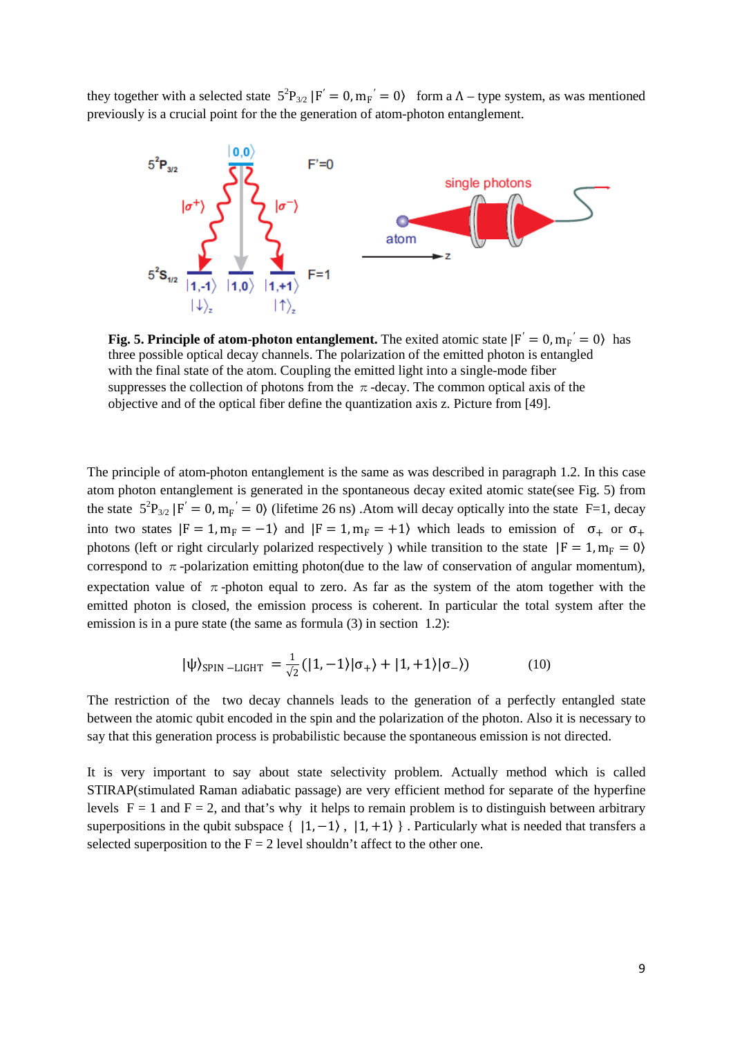they together with a selected state $5^2P_{3/2}\,|F'=0, m_F'=0\rangle$ form a $\Lambda$ – type system, as was mentioned previously is a crucial point for the the generation of atom-photon entanglement.

**Fig. 5. Principle of atom-photon entanglement.** The exited atomic state $|F'=0, m_F'=0\rangle$ has three possible optical decay channels. The polarization of the emitted photon is entangled with the final state of the atom. Coupling the emitted light into a single-mode fiber suppresses the collection of photons from the $\pi$ -decay. The common optical axis of the objective and of the optical fiber define the quantization axis z. Picture from [49].

The principle of atom-photon entanglement is the same as was described in paragraph 1.2. In this case atom photon entanglement is generated in the spontaneous decay exited atomic state(see Fig. 5) from the state $5^2P_{3/2}\,|F'=0, m_F'=0\rangle$ (lifetime 26 ns) .Atom will decay optically into the state F=1, decay into two states $|F=1, m_F=-1\rangle$ and $|F=1, m_F=+1\rangle$ which leads to emission of $\sigma_+$ or $\sigma_+$ photons (left or right circularly polarized respectively ) while transition to the state $|F=1, m_F=0\rangle$ correspond to $\pi$ -polarization emitting photon(due to the law of conservation of angular momentum), expectation value of $\pi$ -photon equal to zero. As far as the system of the atom together with the emitted photon is closed, the emission process is coherent. In particular the total system after the emission is in a pure state (the same as formula (3) in section 1.2):

$$|\psi\rangle_{\mathrm{SPIN-LIGHT}} = \frac{1}{\sqrt{2}}\left(|1,-1\rangle|\sigma_+\rangle + |1,+1\rangle|\sigma_-\rangle\right) \qquad (10)$$

The restriction of the two decay channels leads to the generation of a perfectly entangled state between the atomic qubit encoded in the spin and the polarization of the photon. Also it is necessary to say that this generation process is probabilistic because the spontaneous emission is not directed.

It is very important to say about state selectivity problem. Actually method which is called STIRAP(stimulated Raman adiabatic passage) are very efficient method for separate of the hyperfine levels F = 1 and F = 2, and that's why it helps to remain problem is to distinguish between arbitrary superpositions in the qubit subspace $\{\,|1,-1\rangle, |1,+1\rangle\,\}$ . Particularly what is needed that transfers a selected superposition to the F = 2 level shouldn't affect to the other one.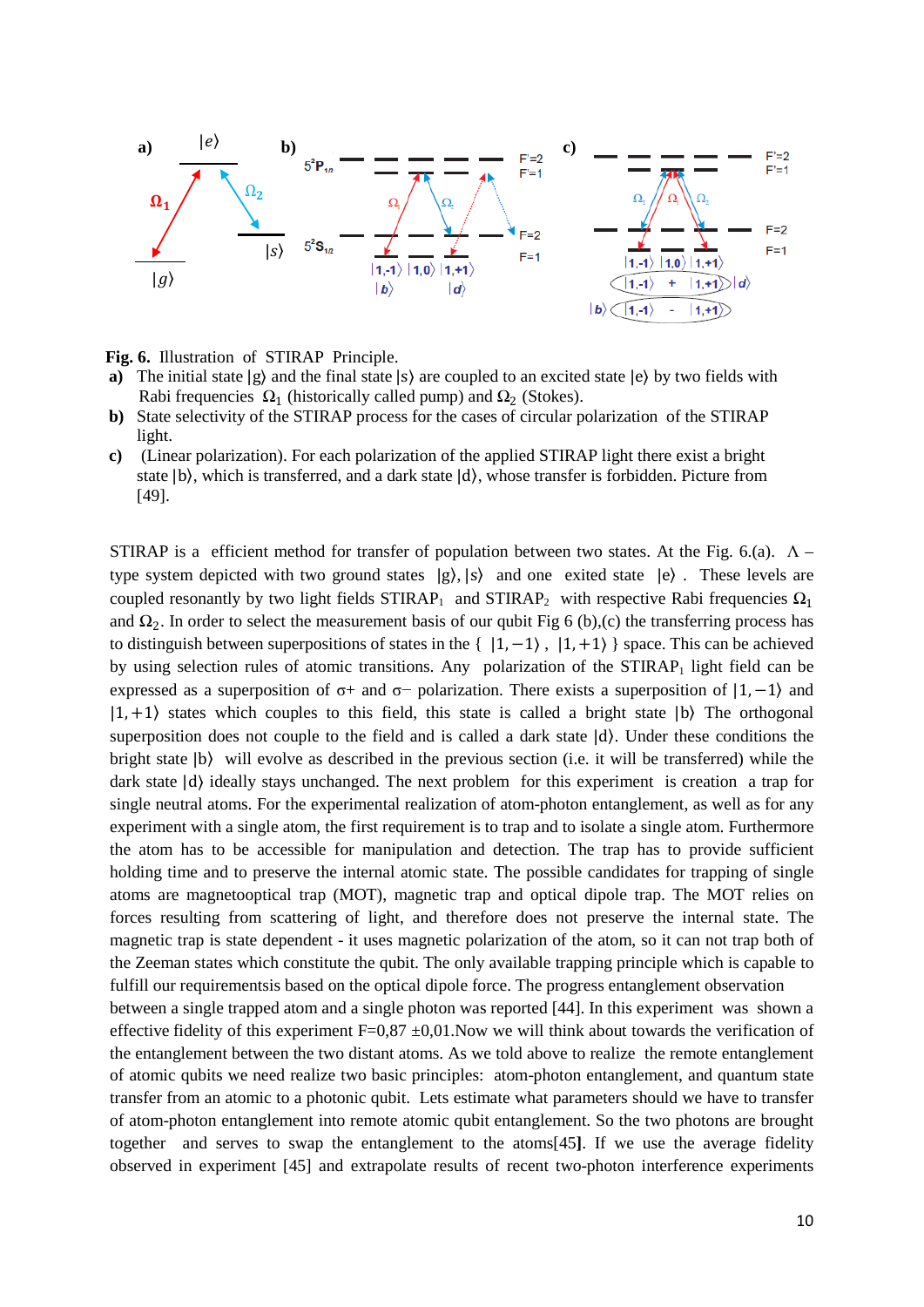**Fig. 6.** Illustration of STIRAP Principle.

- **a)** The initial state $|g\rangle$ and the final state $|s\rangle$ are coupled to an excited state $|e\rangle$ by two fields with Rabi frequencies $\Omega_1$ (historically called pump) and $\Omega_2$ (Stokes).
- **b)** State selectivity of the STIRAP process for the cases of circular polarization of the STIRAP light.
- **c)** (Linear polarization). For each polarization of the applied STIRAP light there exist a bright state $|b\rangle$, which is transferred, and a dark state $|d\rangle$, whose transfer is forbidden. Picture from [49].

STIRAP is a efficient method for transfer of population between two states. At the Fig. 6.(a). $\Lambda$ – type system depicted with two ground states $|g\rangle, |s\rangle$ and one exited state $|e\rangle$ . These levels are coupled resonantly by two light fields STIRAP$_1$ and STIRAP$_2$ with respective Rabi frequencies $\Omega_1$ and $\Omega_2$. In order to select the measurement basis of our qubit Fig 6 (b),(c) the transferring process has to distinguish between superpositions of states in the { $|1,-1\rangle$ , $|1,+1\rangle$ } space. This can be achieved by using selection rules of atomic transitions. Any polarization of the STIRAP$_1$ light field can be expressed as a superposition of σ+ and σ− polarization. There exists a superposition of $|1,-1\rangle$ and $|1,+1\rangle$ states which couples to this field, this state is called a bright state $|b\rangle$ The orthogonal superposition does not couple to the field and is called a dark state $|d\rangle$. Under these conditions the bright state $|b\rangle$ will evolve as described in the previous section (i.e. it will be transferred) while the dark state $|d\rangle$ ideally stays unchanged. The next problem for this experiment is creation a trap for single neutral atoms. For the experimental realization of atom-photon entanglement, as well as for any experiment with a single atom, the first requirement is to trap and to isolate a single atom. Furthermore the atom has to be accessible for manipulation and detection. The trap has to provide sufficient holding time and to preserve the internal atomic state. The possible candidates for trapping of single atoms are magnetooptical trap (MOT), magnetic trap and optical dipole trap. The MOT relies on forces resulting from scattering of light, and therefore does not preserve the internal state. The magnetic trap is state dependent - it uses magnetic polarization of the atom, so it can not trap both of the Zeeman states which constitute the qubit. The only available trapping principle which is capable to fulfill our requirementsis based on the optical dipole force. The progress entanglement observation between a single trapped atom and a single photon was reported [44]. In this experiment was shown a effective fidelity of this experiment F=0,87 ±0,01.Now we will think about towards the verification of the entanglement between the two distant atoms. As we told above to realize the remote entanglement of atomic qubits we need realize two basic principles: atom-photon entanglement, and quantum state transfer from an atomic to a photonic qubit. Lets estimate what parameters should we have to transfer of atom-photon entanglement into remote atomic qubit entanglement. So the two photons are brought together and serves to swap the entanglement to the atoms[45]. If we use the average fidelity observed in experiment [45] and extrapolate results of recent two-photon interference experiments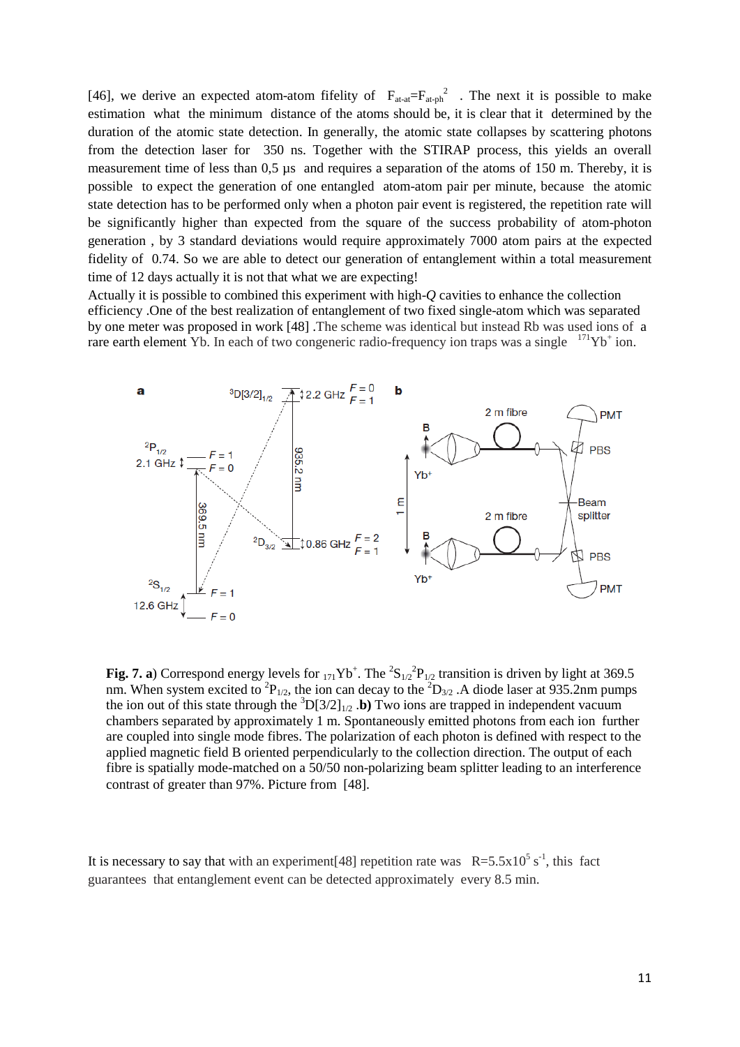[46], we derive an expected atom-atom fifelity of $F_{at\text{-}at}=F_{at\text{-}ph}^{2}$ . The next it is possible to make estimation what the minimum distance of the atoms should be, it is clear that it determined by the duration of the atomic state detection. In generally, the atomic state collapses by scattering photons from the detection laser for 350 ns. Together with the STIRAP process, this yields an overall measurement time of less than 0,5 μs and requires a separation of the atoms of 150 m. Thereby, it is possible to expect the generation of one entangled atom-atom pair per minute, because the atomic state detection has to be performed only when a photon pair event is registered, the repetition rate will be significantly higher than expected from the square of the success probability of atom-photon generation , by 3 standard deviations would require approximately 7000 atom pairs at the expected fidelity of 0.74. So we are able to detect our generation of entanglement within a total measurement time of 12 days actually it is not that what we are expecting!

Actually it is possible to combined this experiment with high-*Q* cavities to enhance the collection efficiency .One of the best realization of entanglement of two fixed single-atom which was separated by one meter was proposed in work [48] .The scheme was identical but instead Rb was used ions of a rare earth element Yb. In each of two congeneric radio-frequency ion traps was a single $^{171}Yb^{+}$ ion.

**Fig. 7. a**) Correspond energy levels for $_{171}Yb^{+}$. The $^{2}S_{1/2}{}^{2}P_{1/2}$ transition is driven by light at 369.5 nm. When system excited to $^{2}P_{1/2}$, the ion can decay to the $^{2}D_{3/2}$ .A diode laser at 935.2nm pumps the ion out of this state through the $^{3}D[3/2]_{1/2}$ .**b)** Two ions are trapped in independent vacuum chambers separated by approximately 1 m. Spontaneously emitted photons from each ion further are coupled into single mode fibres. The polarization of each photon is defined with respect to the applied magnetic field B oriented perpendicularly to the collection direction. The output of each fibre is spatially mode-matched on a 50/50 non-polarizing beam splitter leading to an interference contrast of greater than 97%. Picture from [48].

It is necessary to say that with an experiment[48] repetition rate was $R=5.5\times10^{5}\ s^{-1}$, this fact guarantees that entanglement event can be detected approximately every 8.5 min.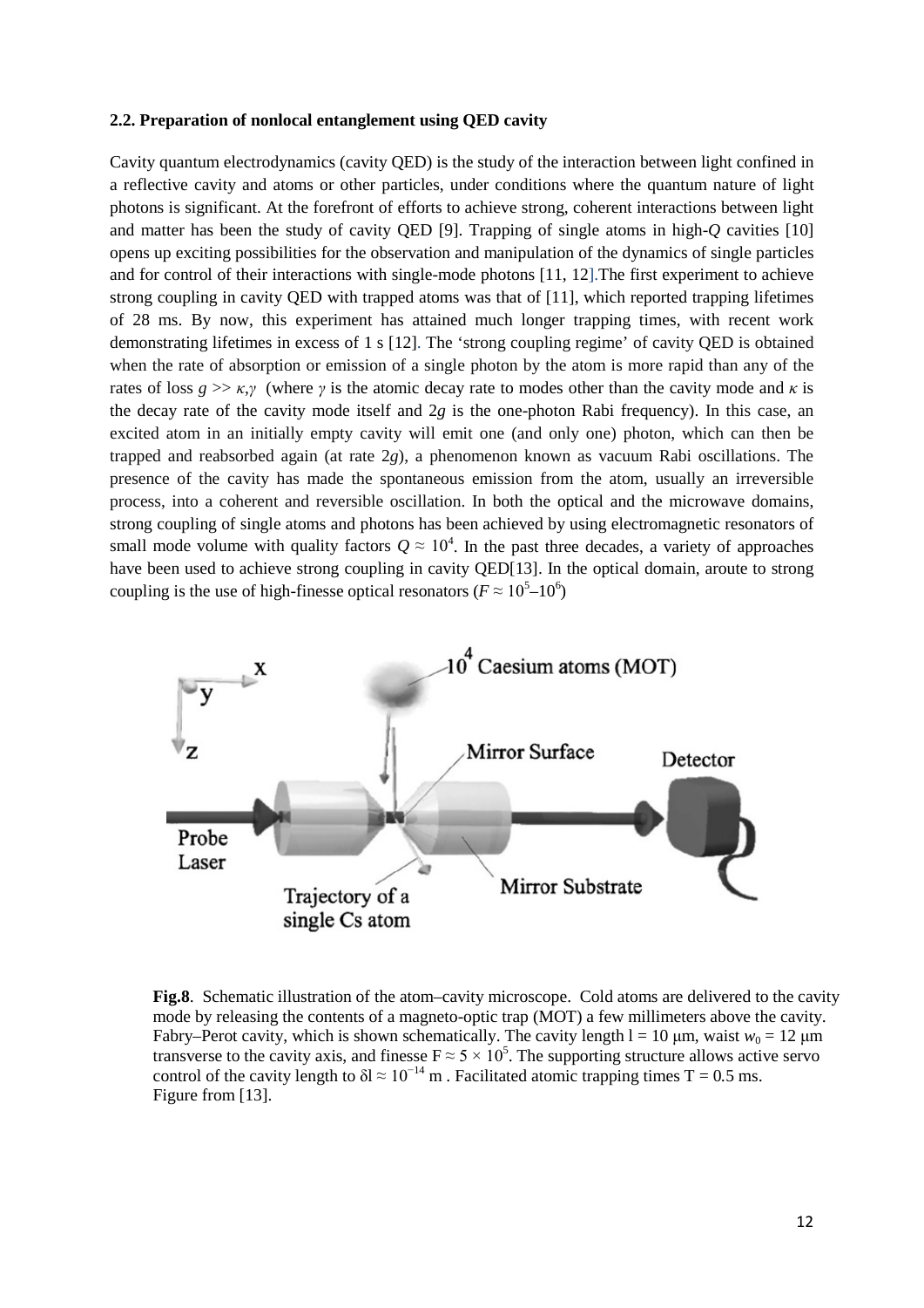### 2.2. Preparation of nonlocal entanglement using QED cavity

Cavity quantum electrodynamics (cavity QED) is the study of the interaction between light confined in a reflective cavity and atoms or other particles, under conditions where the quantum nature of light photons is significant. At the forefront of efforts to achieve strong, coherent interactions between light and matter has been the study of cavity QED [9]. Trapping of single atoms in high-$Q$ cavities [10] opens up exciting possibilities for the observation and manipulation of the dynamics of single particles and for control of their interactions with single-mode photons [11, 12].The first experiment to achieve strong coupling in cavity QED with trapped atoms was that of [11], which reported trapping lifetimes of 28 ms. By now, this experiment has attained much longer trapping times, with recent work demonstrating lifetimes in excess of 1 s [12]. The 'strong coupling regime' of cavity QED is obtained when the rate of absorption or emission of a single photon by the atom is more rapid than any of the rates of loss $g >> \kappa,\gamma$ (where $\gamma$ is the atomic decay rate to modes other than the cavity mode and $\kappa$ is the decay rate of the cavity mode itself and $2g$ is the one-photon Rabi frequency). In this case, an excited atom in an initially empty cavity will emit one (and only one) photon, which can then be trapped and reabsorbed again (at rate $2g$), a phenomenon known as vacuum Rabi oscillations. The presence of the cavity has made the spontaneous emission from the atom, usually an irreversible process, into a coherent and reversible oscillation. In both the optical and the microwave domains, strong coupling of single atoms and photons has been achieved by using electromagnetic resonators of small mode volume with quality factors $Q \approx 10^4$. In the past three decades, a variety of approaches have been used to achieve strong coupling in cavity QED[13]. In the optical domain, aroute to strong coupling is the use of high-finesse optical resonators ($F \approx 10^5$–$10^6$)

**Fig.8**. Schematic illustration of the atom–cavity microscope. Cold atoms are delivered to the cavity mode by releasing the contents of a magneto-optic trap (MOT) a few millimeters above the cavity. Fabry–Perot cavity, which is shown schematically. The cavity length $l = 10$ μm, waist $w_0 = 12$ μm transverse to the cavity axis, and finesse $F \approx 5 \times 10^5$. The supporting structure allows active servo control of the cavity length to $\delta l \approx 10^{-14}$ m . Facilitated atomic trapping times T = 0.5 ms. Figure from [13].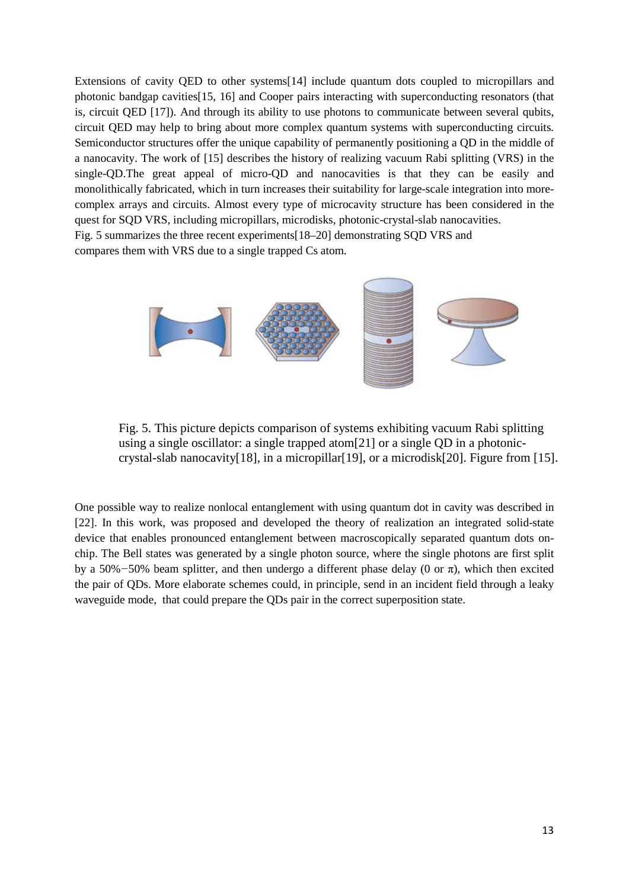Extensions of cavity QED to other systems[14] include quantum dots coupled to micropillars and photonic bandgap cavities[15, 16] and Cooper pairs interacting with superconducting resonators (that is, circuit QED [17]). And through its ability to use photons to communicate between several qubits, circuit QED may help to bring about more complex quantum systems with superconducting circuits. Semiconductor structures offer the unique capability of permanently positioning a QD in the middle of a nanocavity. The work of [15] describes the history of realizing vacuum Rabi splitting (VRS) in the single-QD.The great appeal of micro-QD and nanocavities is that they can be easily and monolithically fabricated, which in turn increases their suitability for large-scale integration into more-complex arrays and circuits. Almost every type of microcavity structure has been considered in the quest for SQD VRS, including micropillars, microdisks, photonic-crystal-slab nanocavities. Fig. 5 summarizes the three recent experiments[18–20] demonstrating SQD VRS and compares them with VRS due to a single trapped Cs atom.

Fig. 5. This picture depicts comparison of systems exhibiting vacuum Rabi splitting using a single oscillator: a single trapped atom[21] or a single QD in a photonic-crystal-slab nanocavity[18], in a micropillar[19], or a microdisk[20]. Figure from [15].

One possible way to realize nonlocal entanglement with using quantum dot in cavity was described in [22]. In this work, was proposed and developed the theory of realization an integrated solid-state device that enables pronounced entanglement between macroscopically separated quantum dots on-chip. The Bell states was generated by a single photon source, where the single photons are first split by a 50%−50% beam splitter, and then undergo a different phase delay (0 or $\pi$), which then excited the pair of QDs. More elaborate schemes could, in principle, send in an incident field through a leaky waveguide mode, that could prepare the QDs pair in the correct superposition state.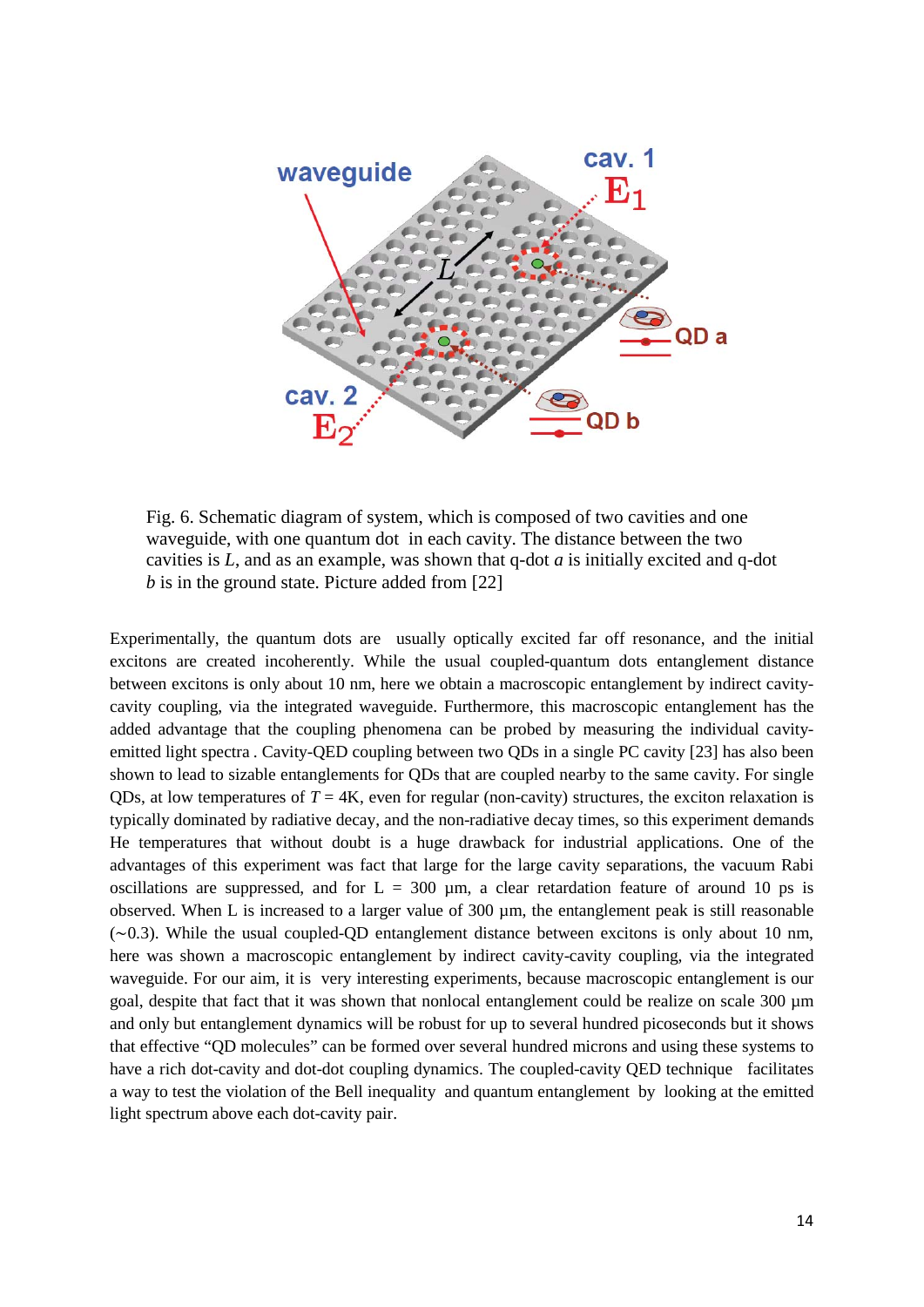Fig. 6. Schematic diagram of system, which is composed of two cavities and one waveguide, with one quantum dot in each cavity. The distance between the two cavities is $L$, and as an example, was shown that q-dot $a$ is initially excited and q-dot $b$ is in the ground state. Picture added from [22]

Experimentally, the quantum dots are usually optically excited far off resonance, and the initial excitons are created incoherently. While the usual coupled-quantum dots entanglement distance between excitons is only about 10 nm, here we obtain a macroscopic entanglement by indirect cavity-cavity coupling, via the integrated waveguide. Furthermore, this macroscopic entanglement has the added advantage that the coupling phenomena can be probed by measuring the individual cavity-emitted light spectra . Cavity-QED coupling between two QDs in a single PC cavity [23] has also been shown to lead to sizable entanglements for QDs that are coupled nearby to the same cavity. For single QDs, at low temperatures of $T$ = 4K, even for regular (non-cavity) structures, the exciton relaxation is typically dominated by radiative decay, and the non-radiative decay times, so this experiment demands He temperatures that without doubt is a huge drawback for industrial applications. One of the advantages of this experiment was fact that large for the large cavity separations, the vacuum Rabi oscillations are suppressed, and for L = 300 µm, a clear retardation feature of around 10 ps is observed. When L is increased to a larger value of 300 µm, the entanglement peak is still reasonable (~0.3). While the usual coupled-QD entanglement distance between excitons is only about 10 nm, here was shown a macroscopic entanglement by indirect cavity-cavity coupling, via the integrated waveguide. For our aim, it is very interesting experiments, because macroscopic entanglement is our goal, despite that fact that it was shown that nonlocal entanglement could be realize on scale 300 µm and only but entanglement dynamics will be robust for up to several hundred picoseconds but it shows that effective "QD molecules" can be formed over several hundred microns and using these systems to have a rich dot-cavity and dot-dot coupling dynamics. The coupled-cavity QED technique facilitates a way to test the violation of the Bell inequality and quantum entanglement by looking at the emitted light spectrum above each dot-cavity pair.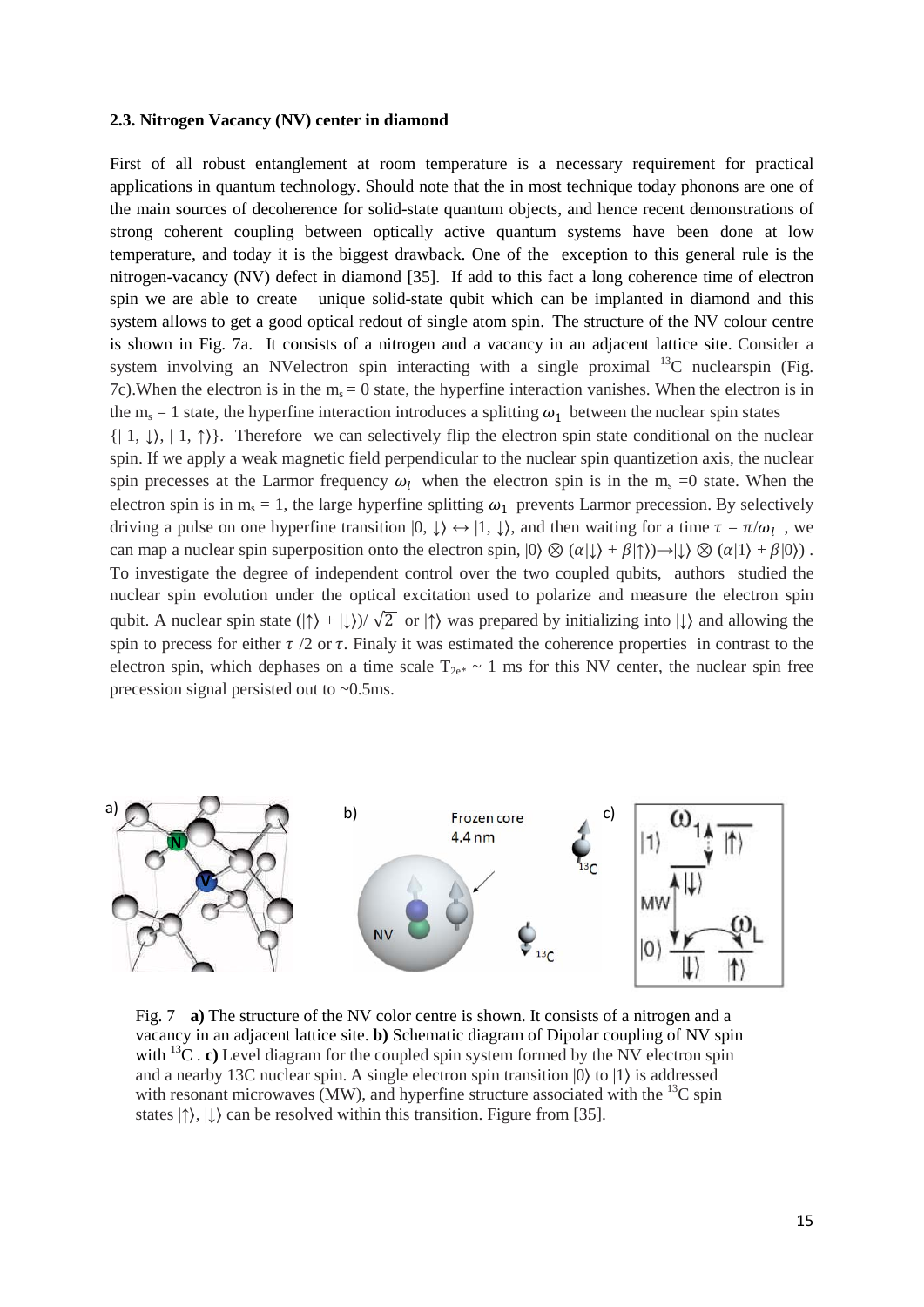**2.3. Nitrogen Vacancy (NV) center in diamond**

First of all robust entanglement at room temperature is a necessary requirement for practical applications in quantum technology. Should note that the in most technique today phonons are one of the main sources of decoherence for solid-state quantum objects, and hence recent demonstrations of strong coherent coupling between optically active quantum systems have been done at low temperature, and today it is the biggest drawback. One of the exception to this general rule is the nitrogen-vacancy (NV) defect in diamond [35]. If add to this fact a long coherence time of electron spin we are able to create unique solid-state qubit which can be implanted in diamond and this system allows to get a good optical redout of single atom spin. The structure of the NV colour centre is shown in Fig. 7a. It consists of a nitrogen and a vacancy in an adjacent lattice site. Consider a system involving an NVelectron spin interacting with a single proximal $^{13}C$ nuclearspin (Fig. 7c).When the electron is in the $m_s = 0$ state, the hyperfine interaction vanishes. When the electron is in the $m_s = 1$ state, the hyperfine interaction introduces a splitting $\omega_1$ between the nuclear spin states $\{|1, \downarrow\rangle, |1, \uparrow\rangle\}$. Therefore we can selectively flip the electron spin state conditional on the nuclear spin. If we apply a weak magnetic field perpendicular to the nuclear spin quantizetion axis, the nuclear spin precesses at the Larmor frequency $\omega_l$ when the electron spin is in the $m_s = 0$ state. When the electron spin is in $m_s = 1$, the large hyperfine splitting $\omega_1$ prevents Larmor precession. By selectively driving a pulse on one hyperfine transition $|0, \downarrow\rangle \leftrightarrow |1, \downarrow\rangle$, and then waiting for a time $\tau = \pi/\omega_l$, we can map a nuclear spin superposition onto the electron spin, $|0\rangle \otimes (\alpha|\downarrow\rangle + \beta|\uparrow\rangle) \rightarrow |\downarrow\rangle \otimes (\alpha|1\rangle + \beta|0\rangle)$. To investigate the degree of independent control over the two coupled qubits, authors studied the nuclear spin evolution under the optical excitation used to polarize and measure the electron spin qubit. A nuclear spin state $(|\uparrow\rangle + |\downarrow\rangle)/\sqrt{2}$ or $|\uparrow\rangle$ was prepared by initializing into $|\downarrow\rangle$ and allowing the spin to precess for either $\tau/2$ or $\tau$. Finaly it was estimated the coherence properties in contrast to the electron spin, which dephases on a time scale $T_{2e^*} \sim 1$ ms for this NV center, the nuclear spin free precession signal persisted out to ~0.5ms.

Fig. 7 **a)** The structure of the NV color centre is shown. It consists of a nitrogen and a vacancy in an adjacent lattice site. **b)** Schematic diagram of Dipolar coupling of NV spin with $^{13}C$ . **c)** Level diagram for the coupled spin system formed by the NV electron spin and a nearby 13C nuclear spin. A single electron spin transition $|0\rangle$ to $|1\rangle$ is addressed with resonant microwaves (MW), and hyperfine structure associated with the $^{13}C$ spin states $|\uparrow\rangle$, $|\downarrow\rangle$ can be resolved within this transition. Figure from [35].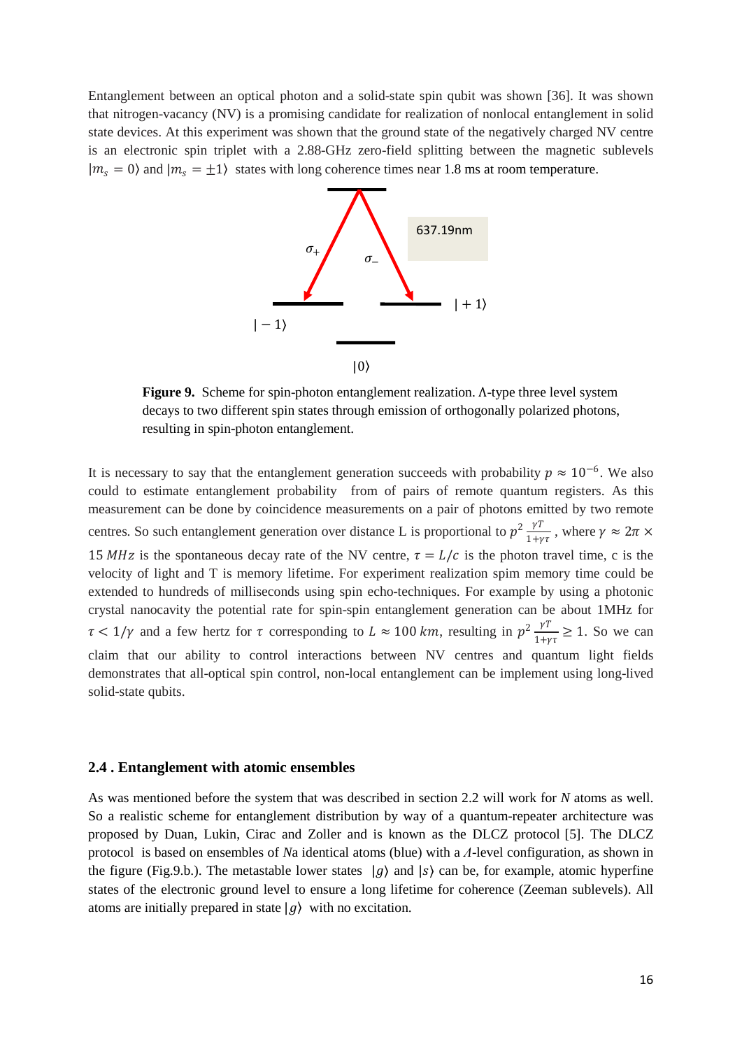Entanglement between an optical photon and a solid-state spin qubit was shown [36]. It was shown that nitrogen-vacancy (NV) is a promising candidate for realization of nonlocal entanglement in solid state devices. At this experiment was shown that the ground state of the negatively charged NV centre is an electronic spin triplet with a 2.88-GHz zero-field splitting between the magnetic sublevels $|m_s = 0\rangle$ and $|m_s = \pm 1\rangle$ states with long coherence times near 1.8 ms at room temperature.

**Figure 9.** Scheme for spin-photon entanglement realization. Λ-type three level system decays to two different spin states through emission of orthogonally polarized photons, resulting in spin-photon entanglement.

It is necessary to say that the entanglement generation succeeds with probability $p \approx 10^{-6}$. We also could to estimate entanglement probability from of pairs of remote quantum registers. As this measurement can be done by coincidence measurements on a pair of photons emitted by two remote centres. So such entanglement generation over distance L is proportional to $p^2 \frac{\gamma T}{1+\gamma\tau}$, where $\gamma \approx 2\pi \times 15\ MHz$ is the spontaneous decay rate of the NV centre, $\tau = L/c$ is the photon travel time, c is the velocity of light and T is memory lifetime. For experiment realization spim memory time could be extended to hundreds of milliseconds using spin echo-techniques. For example by using a photonic crystal nanocavity the potential rate for spin-spin entanglement generation can be about 1MHz for $\tau < 1/\gamma$ and a few hertz for $\tau$ corresponding to $L \approx 100\ km$, resulting in $p^2 \frac{\gamma T}{1+\gamma\tau} \geq 1$. So we can claim that our ability to control interactions between NV centres and quantum light fields demonstrates that all-optical spin control, non-local entanglement can be implement using long-lived solid-state qubits.

### 2.4 . Entanglement with atomic ensembles

As was mentioned before the system that was described in section 2.2 will work for *N* atoms as well. So a realistic scheme for entanglement distribution by way of a quantum-repeater architecture was proposed by Duan, Lukin, Cirac and Zoller and is known as the DLCZ protocol [5]. The DLCZ protocol is based on ensembles of *N*a identical atoms (blue) with a *Λ*-level configuration, as shown in the figure (Fig.9.b.). The metastable lower states $|g\rangle$ and $|s\rangle$ can be, for example, atomic hyperfine states of the electronic ground level to ensure a long lifetime for coherence (Zeeman sublevels). All atoms are initially prepared in state $|g\rangle$ with no excitation.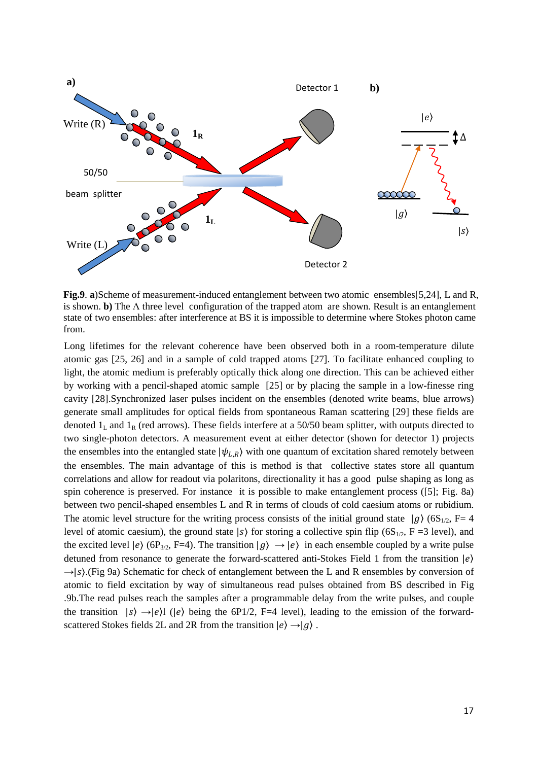**Fig.9**. **a**)Scheme of measurement-induced entanglement between two atomic ensembles[5,24], L and R, is shown. **b)** The Λ three level configuration of the trapped atom are shown. Result is an entanglement state of two ensembles: after interference at BS it is impossible to determine where Stokes photon came from.

Long lifetimes for the relevant coherence have been observed both in a room-temperature dilute atomic gas [25, 26] and in a sample of cold trapped atoms [27]. To facilitate enhanced coupling to light, the atomic medium is preferably optically thick along one direction. This can be achieved either by working with a pencil-shaped atomic sample [25] or by placing the sample in a low-finesse ring cavity [28].Synchronized laser pulses incident on the ensembles (denoted write beams, blue arrows) generate small amplitudes for optical fields from spontaneous Raman scattering [29] these fields are denoted $1_L$ and $1_R$ (red arrows). These fields interfere at a 50/50 beam splitter, with outputs directed to two single-photon detectors. A measurement event at either detector (shown for detector 1) projects the ensembles into the entangled state $|\psi_{L,R}\rangle$ with one quantum of excitation shared remotely between the ensembles. The main advantage of this is method is that collective states store all quantum correlations and allow for readout via polaritons, directionality it has a good pulse shaping as long as spin coherence is preserved. For instance it is possible to make entanglement process ([5]; Fig. 8a) between two pencil-shaped ensembles L and R in terms of clouds of cold caesium atoms or rubidium. The atomic level structure for the writing process consists of the initial ground state $|g\rangle$ ($6S_{1/2}$, F= 4 level of atomic caesium), the ground state $|s\rangle$ for storing a collective spin flip ($6S_{1/2}$, F =3 level), and the excited level $|e\rangle$ ($6P_{3/2}$, F=4). The transition $|g\rangle \rightarrow |e\rangle$ in each ensemble coupled by a write pulse detuned from resonance to generate the forward-scattered anti-Stokes Field 1 from the transition $|e\rangle \rightarrow |s\rangle$.(Fig 9a) Schematic for check of entanglement between the L and R ensembles by conversion of atomic to field excitation by way of simultaneous read pulses obtained from BS described in Fig .9b.The read pulses reach the samples after a programmable delay from the write pulses, and couple the transition $|s\rangle \rightarrow |e\rangle$l ($|e\rangle$ being the 6P1/2, F=4 level), leading to the emission of the forward-scattered Stokes fields 2L and 2R from the transition $|e\rangle \rightarrow |g\rangle$ .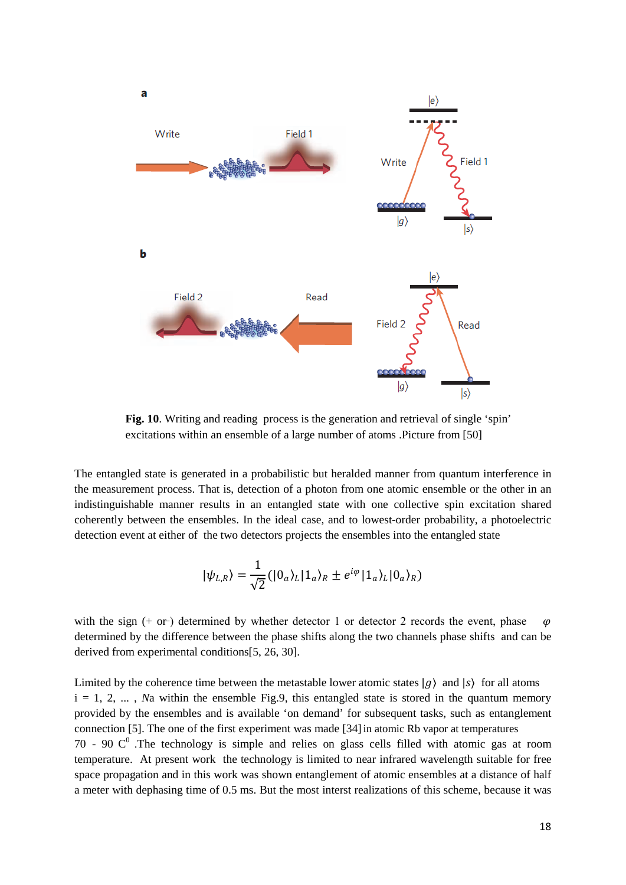**Fig. 10**. Writing and reading process is the generation and retrieval of single 'spin' excitations within an ensemble of a large number of atoms .Picture from [50]

The entangled state is generated in a probabilistic but heralded manner from quantum interference in the measurement process. That is, detection of a photon from one atomic ensemble or the other in an indistinguishable manner results in an entangled state with one collective spin excitation shared coherently between the ensembles. In the ideal case, and to lowest-order probability, a photoelectric detection event at either of the two detectors projects the ensembles into the entangled state

$$|\psi_{L,R}\rangle = \frac{1}{\sqrt{2}}(|0_a\rangle_L|1_a\rangle_R \pm e^{i\varphi}|1_a\rangle_L|0_a\rangle_R)$$

with the sign (+ or–) determined by whether detector 1 or detector 2 records the event, phase $\varphi$ determined by the difference between the phase shifts along the two channels phase shifts and can be derived from experimental conditions[5, 26, 30].

Limited by the coherence time between the metastable lower atomic states $|g\rangle$ and $|s\rangle$ for all atoms i = 1, 2, ... , *Na* within the ensemble Fig.9, this entangled state is stored in the quantum memory provided by the ensembles and is available 'on demand' for subsequent tasks, such as entanglement connection [5]. The one of the first experiment was made [34] in atomic Rb vapor at temperatures 70 - 90 $C^0$ .The technology is simple and relies on glass cells filled with atomic gas at room temperature. At present work the technology is limited to near infrared wavelength suitable for free space propagation and in this work was shown entanglement of atomic ensembles at a distance of half a meter with dephasing time of 0.5 ms. But the most interst realizations of this scheme, because it was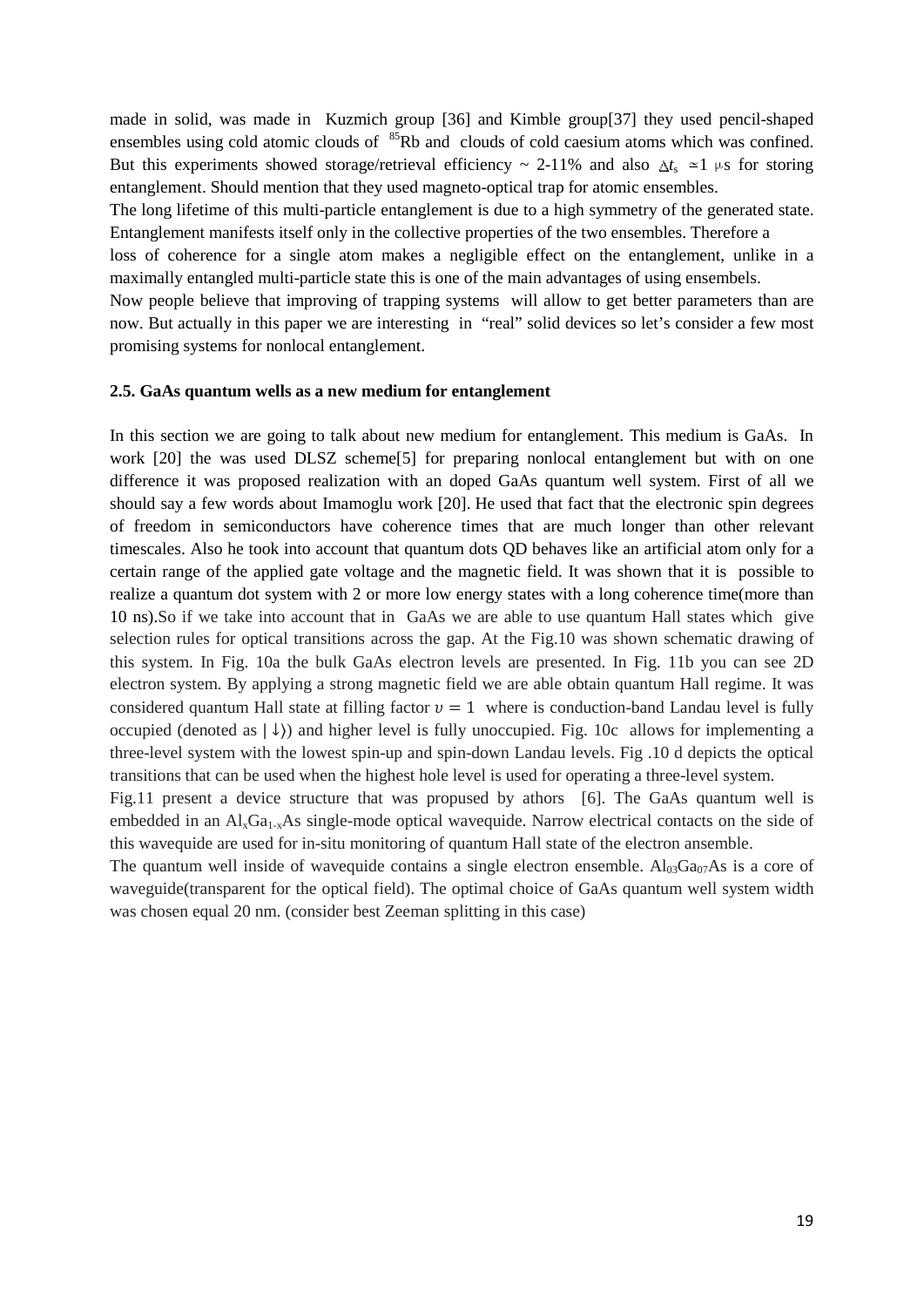made in solid, was made in Kuzmich group [36] and Kimble group[37] they used pencil-shaped ensembles using cold atomic clouds of $^{85}$Rb and clouds of cold caesium atoms which was confined. But this experiments showed storage/retrieval efficiency ~ 2-11% and also $\Delta t_s \simeq 1$ μs for storing entanglement. Should mention that they used magneto-optical trap for atomic ensembles.

The long lifetime of this multi-particle entanglement is due to a high symmetry of the generated state. Entanglement manifests itself only in the collective properties of the two ensembles. Therefore a loss of coherence for a single atom makes a negligible effect on the entanglement, unlike in a maximally entangled multi-particle state this is one of the main advantages of using ensembels.

Now people believe that improving of trapping systems will allow to get better parameters than are now. But actually in this paper we are interesting in "real" solid devices so let's consider a few most promising systems for nonlocal entanglement.

### 2.5. GaAs quantum wells as a new medium for entanglement

In this section we are going to talk about new medium for entanglement. This medium is GaAs. In work [20] the was used DLSZ scheme[5] for preparing nonlocal entanglement but with on one difference it was proposed realization with an doped GaAs quantum well system. First of all we should say a few words about Imamoglu work [20]. He used that fact that the electronic spin degrees of freedom in semiconductors have coherence times that are much longer than other relevant timescales. Also he took into account that quantum dots QD behaves like an artificial atom only for a certain range of the applied gate voltage and the magnetic field. It was shown that it is possible to realize a quantum dot system with 2 or more low energy states with a long coherence time(more than 10 ns).So if we take into account that in GaAs we are able to use quantum Hall states which give selection rules for optical transitions across the gap. At the Fig.10 was shown schematic drawing of this system. In Fig. 10a the bulk GaAs electron levels are presented. In Fig. 11b you can see 2D electron system. By applying a strong magnetic field we are able obtain quantum Hall regime. It was considered quantum Hall state at filling factor $\upsilon = 1$ where is conduction-band Landau level is fully occupied (denoted as $|\downarrow\rangle$) and higher level is fully unoccupied. Fig. 10c allows for implementing a three-level system with the lowest spin-up and spin-down Landau levels. Fig .10 d depicts the optical transitions that can be used when the highest hole level is used for operating a three-level system.

Fig.11 present a device structure that was propused by athors [6]. The GaAs quantum well is embedded in an $Al_xGa_{1-x}As$ single-mode optical wavequide. Narrow electrical contacts on the side of this wavequide are used for in-situ monitoring of quantum Hall state of the electron ansemble.

The quantum well inside of wavequide contains a single electron ensemble. $Al_{03}Ga_{07}As$ is a core of waveguide(transparent for the optical field). The optimal choice of GaAs quantum well system width was chosen equal 20 nm. (consider best Zeeman splitting in this case)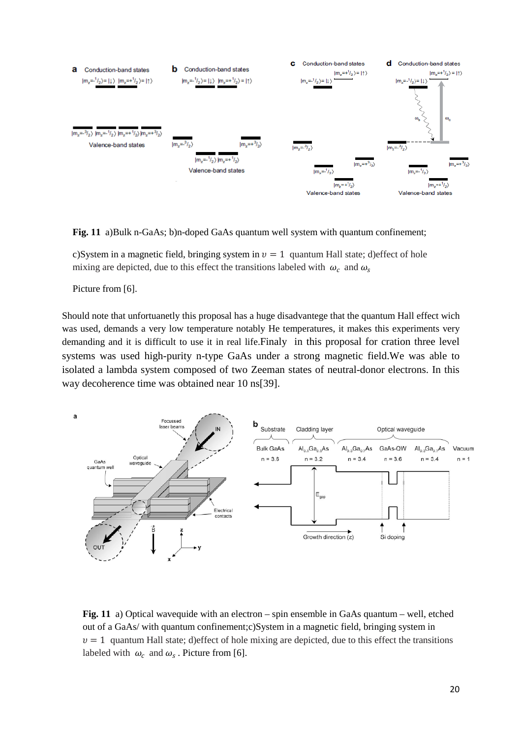**Fig. 11** a)Bulk n-GaAs; b)n-doped GaAs quantum well system with quantum confinement;

c)System in a magnetic field, bringing system in $\upsilon = 1$ quantum Hall state; d)effect of hole mixing are depicted, due to this effect the transitions labeled with $\omega_c$ and $\omega_s$

Picture from [6].

Should note that unfortuanetly this proposal has a huge disadvantege that the quantum Hall effect wich was used, demands a very low temperature notably He temperatures, it makes this experiments very demanding and it is difficult to use it in real life.Finaly in this proposal for cration three level systems was used high-purity n-type GaAs under a strong magnetic field.We was able to isolated a lambda system composed of two Zeeman states of neutral-donor electrons. In this way decoherence time was obtained near 10 ns[39].

**Fig. 11** a) Optical wavequide with an electron – spin ensemble in GaAs quantum – well, etched out of a GaAs/ with quantum confinement;c)System in a magnetic field, bringing system in $\upsilon = 1$ quantum Hall state; d)effect of hole mixing are depicted, due to this effect the transitions labeled with $\omega_c$ and $\omega_s$ . Picture from [6].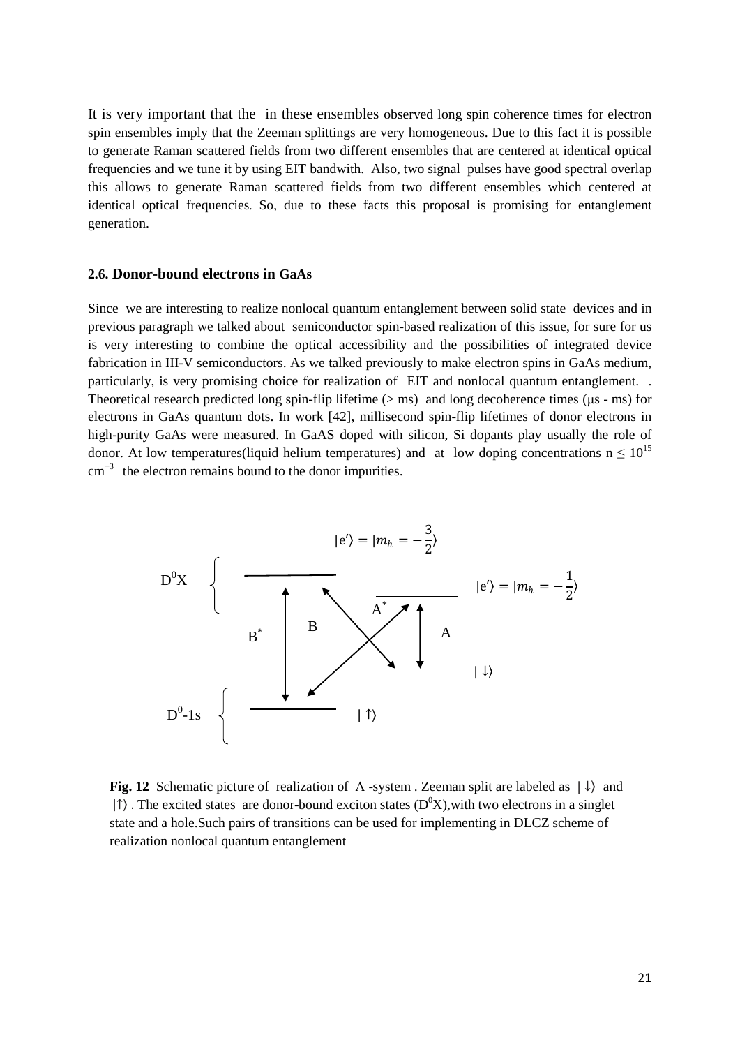It is very important that the in these ensembles observed long spin coherence times for electron spin ensembles imply that the Zeeman splittings are very homogeneous. Due to this fact it is possible to generate Raman scattered fields from two different ensembles that are centered at identical optical frequencies and we tune it by using EIT bandwith. Also, two signal pulses have good spectral overlap this allows to generate Raman scattered fields from two different ensembles which centered at identical optical frequencies. So, due to these facts this proposal is promising for entanglement generation.

### 2.6. Donor-bound electrons in GaAs

Since we are interesting to realize nonlocal quantum entanglement between solid state devices and in previous paragraph we talked about semiconductor spin-based realization of this issue, for sure for us is very interesting to combine the optical accessibility and the possibilities of integrated device fabrication in III-V semiconductors. As we talked previously to make electron spins in GaAs medium, particularly, is very promising choice for realization of EIT and nonlocal quantum entanglement. . Theoretical research predicted long spin-flip lifetime (> ms) and long decoherence times (μs - ms) for electrons in GaAs quantum dots. In work [42], millisecond spin-flip lifetimes of donor electrons in high-purity GaAs were measured. In GaAS doped with silicon, Si dopants play usually the role of donor. At low temperatures(liquid helium temperatures) and at low doping concentrations $n \leq 10^{15}$ $cm^{-3}$ the electron remains bound to the donor impurities.

**Fig. 12** Schematic picture of realization of $\Lambda$ -system . Zeeman split are labeled as $|\downarrow\rangle$ and $|\uparrow\rangle$ . The excited states are donor-bound exciton states ($D^0X$),with two electrons in a singlet state and a hole.Such pairs of transitions can be used for implementing in DLCZ scheme of realization nonlocal quantum entanglement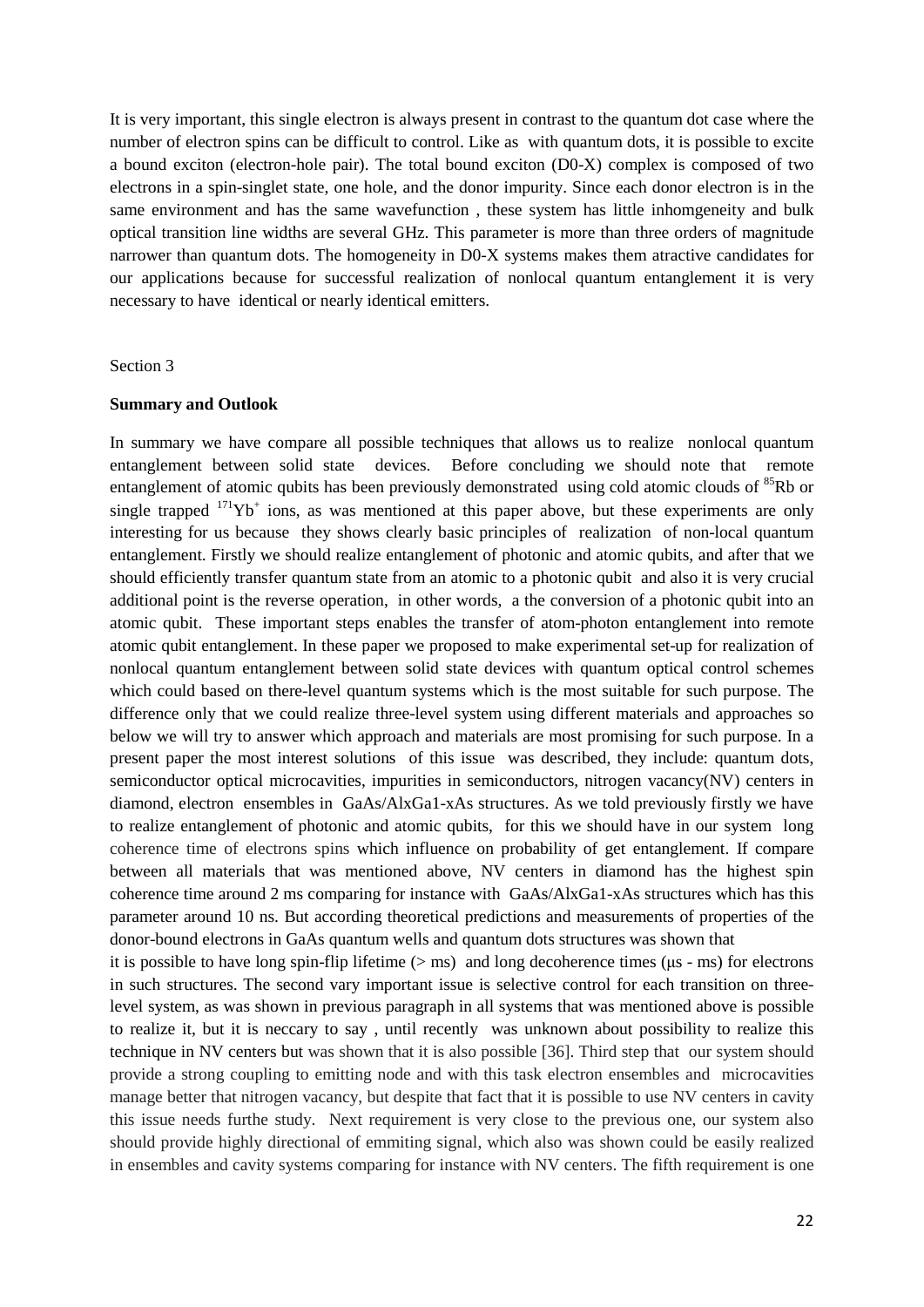It is very important, this single electron is always present in contrast to the quantum dot case where the number of electron spins can be difficult to control. Like as with quantum dots, it is possible to excite a bound exciton (electron-hole pair). The total bound exciton (D0-X) complex is composed of two electrons in a spin-singlet state, one hole, and the donor impurity. Since each donor electron is in the same environment and has the same wavefunction , these system has little inhomgeneity and bulk optical transition line widths are several GHz. This parameter is more than three orders of magnitude narrower than quantum dots. The homogeneity in D0-X systems makes them atractive candidates for our applications because for successful realization of nonlocal quantum entanglement it is very necessary to have identical or nearly identical emitters.

Section 3

**Summary and Outlook**

In summary we have compare all possible techniques that allows us to realize nonlocal quantum entanglement between solid state devices. Before concluding we should note that remote entanglement of atomic qubits has been previously demonstrated using cold atomic clouds of $^{85}$Rb or single trapped $^{171}Yb^{+}$ ions, as was mentioned at this paper above, but these experiments are only interesting for us because they shows clearly basic principles of realization of non-local quantum entanglement. Firstly we should realize entanglement of photonic and atomic qubits, and after that we should efficiently transfer quantum state from an atomic to a photonic qubit and also it is very crucial additional point is the reverse operation, in other words, a the conversion of a photonic qubit into an atomic qubit. These important steps enables the transfer of atom-photon entanglement into remote atomic qubit entanglement. In these paper we proposed to make experimental set-up for realization of nonlocal quantum entanglement between solid state devices with quantum optical control schemes which could based on there-level quantum systems which is the most suitable for such purpose. The difference only that we could realize three-level system using different materials and approaches so below we will try to answer which approach and materials are most promising for such purpose. In a present paper the most interest solutions of this issue was described, they include: quantum dots, semiconductor optical microcavities, impurities in semiconductors, nitrogen vacancy(NV) centers in diamond, electron ensembles in GaAs/AlxGa1-xAs structures. As we told previously firstly we have to realize entanglement of photonic and atomic qubits, for this we should have in our system long coherence time of electrons spins which influence on probability of get entanglement. If compare between all materials that was mentioned above, NV centers in diamond has the highest spin coherence time around 2 ms comparing for instance with GaAs/AlxGa1-xAs structures which has this parameter around 10 ns. But according theoretical predictions and measurements of properties of the donor-bound electrons in GaAs quantum wells and quantum dots structures was shown that it is possible to have long spin-flip lifetime (> ms) and long decoherence times (μs - ms) for electrons in such structures. The second vary important issue is selective control for each transition on three-level system, as was shown in previous paragraph in all systems that was mentioned above is possible to realize it, but it is neccary to say , until recently was unknown about possibility to realize this technique in NV centers but was shown that it is also possible [36]. Third step that our system should provide a strong coupling to emitting node and with this task electron ensembles and microcavities manage better that nitrogen vacancy, but despite that fact that it is possible to use NV centers in cavity this issue needs furthe study. Next requirement is very close to the previous one, our system also should provide highly directional of emmiting signal, which also was shown could be easily realized in ensembles and cavity systems comparing for instance with NV centers. The fifth requirement is one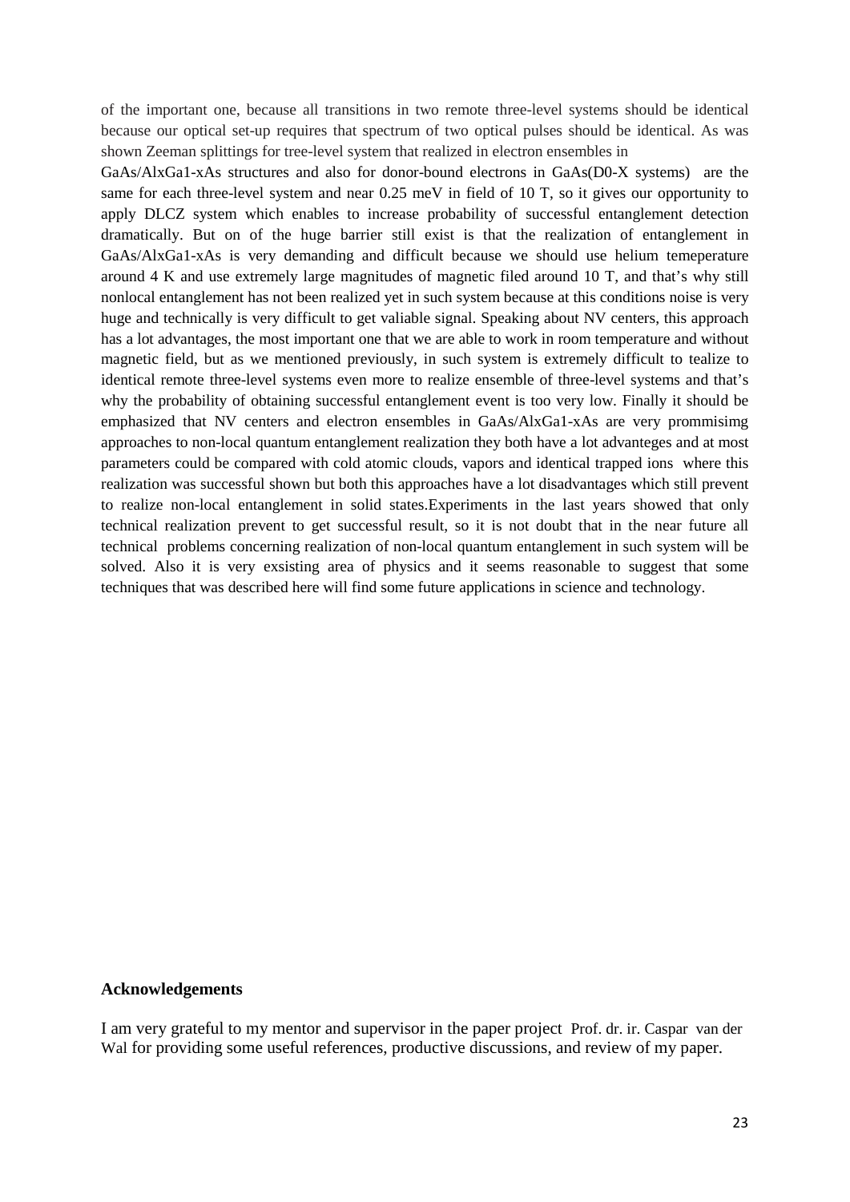of the important one, because all transitions in two remote three-level systems should be identical because our optical set-up requires that spectrum of two optical pulses should be identical. As was shown Zeeman splittings for tree-level system that realized in electron ensembles in GaAs/AlxGa1-xAs structures and also for donor-bound electrons in GaAs(D0-X systems) are the same for each three-level system and near 0.25 meV in field of 10 T, so it gives our opportunity to apply DLCZ system which enables to increase probability of successful entanglement detection dramatically. But on of the huge barrier still exist is that the realization of entanglement in GaAs/AlxGa1-xAs is very demanding and difficult because we should use helium temeperature around 4 K and use extremely large magnitudes of magnetic filed around 10 T, and that's why still nonlocal entanglement has not been realized yet in such system because at this conditions noise is very huge and technically is very difficult to get valiable signal. Speaking about NV centers, this approach has a lot advantages, the most important one that we are able to work in room temperature and without magnetic field, but as we mentioned previously, in such system is extremely difficult to tealize to identical remote three-level systems even more to realize ensemble of three-level systems and that's why the probability of obtaining successful entanglement event is too very low. Finally it should be emphasized that NV centers and electron ensembles in GaAs/AlxGa1-xAs are very prommisimg approaches to non-local quantum entanglement realization they both have a lot advanteges and at most parameters could be compared with cold atomic clouds, vapors and identical trapped ions where this realization was successful shown but both this approaches have a lot disadvantages which still prevent to realize non-local entanglement in solid states.Experiments in the last years showed that only technical realization prevent to get successful result, so it is not doubt that in the near future all technical problems concerning realization of non-local quantum entanglement in such system will be solved. Also it is very exsisting area of physics and it seems reasonable to suggest that some techniques that was described here will find some future applications in science and technology.

**Acknowledgements**

I am very grateful to my mentor and supervisor in the paper project Prof. dr. ir. Caspar van der Wal for providing some useful references, productive discussions, and review of my paper.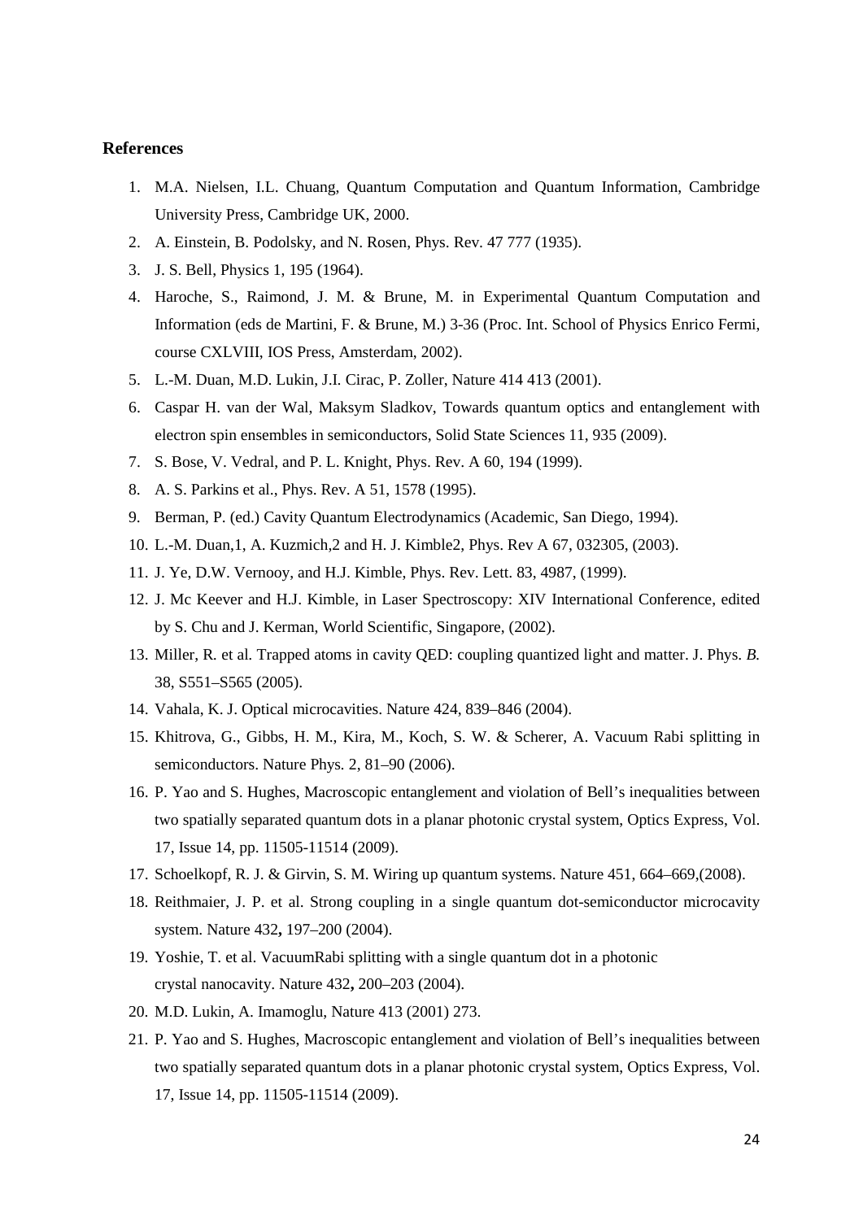## References

1. M.A. Nielsen, I.L. Chuang, Quantum Computation and Quantum Information, Cambridge University Press, Cambridge UK, 2000.
2. A. Einstein, B. Podolsky, and N. Rosen, Phys. Rev. 47 777 (1935).
3. J. S. Bell, Physics 1, 195 (1964).
4. Haroche, S., Raimond, J. M. & Brune, M. in Experimental Quantum Computation and Information (eds de Martini, F. & Brune, M.) 3-36 (Proc. Int. School of Physics Enrico Fermi, course CXLVIII, IOS Press, Amsterdam, 2002).
5. L.-M. Duan, M.D. Lukin, J.I. Cirac, P. Zoller, Nature 414 413 (2001).
6. Caspar H. van der Wal, Maksym Sladkov, Towards quantum optics and entanglement with electron spin ensembles in semiconductors, Solid State Sciences 11, 935 (2009).
7. S. Bose, V. Vedral, and P. L. Knight, Phys. Rev. A 60, 194 (1999).
8. A. S. Parkins et al., Phys. Rev. A 51, 1578 (1995).
9. Berman, P. (ed.) Cavity Quantum Electrodynamics (Academic, San Diego, 1994).
10. L.-M. Duan,1, A. Kuzmich,2 and H. J. Kimble2, Phys. Rev A 67, 032305, (2003).
11. J. Ye, D.W. Vernooy, and H.J. Kimble, Phys. Rev. Lett. 83, 4987, (1999).
12. J. Mc Keever and H.J. Kimble, in Laser Spectroscopy: XIV International Conference, edited by S. Chu and J. Kerman, World Scientific, Singapore, (2002).
13. Miller, R. et al. Trapped atoms in cavity QED: coupling quantized light and matter. J. Phys. *B.* 38, S551–S565 (2005).
14. Vahala, K. J. Optical microcavities. Nature 424, 839–846 (2004).
15. Khitrova, G., Gibbs, H. M., Kira, M., Koch, S. W. & Scherer, A. Vacuum Rabi splitting in semiconductors. Nature Phys. 2, 81–90 (2006).
16. P. Yao and S. Hughes, Macroscopic entanglement and violation of Bell's inequalities between two spatially separated quantum dots in a planar photonic crystal system, Optics Express, Vol. 17, Issue 14, pp. 11505-11514 (2009).
17. Schoelkopf, R. J. & Girvin, S. M. Wiring up quantum systems. Nature 451, 664–669,(2008).
18. Reithmaier, J. P. et al. Strong coupling in a single quantum dot-semiconductor microcavity system. Nature 432**,** 197–200 (2004).
19. Yoshie, T. et al. VacuumRabi splitting with a single quantum dot in a photonic crystal nanocavity. Nature 432**,** 200–203 (2004).
20. M.D. Lukin, A. Imamoglu, Nature 413 (2001) 273.
21. P. Yao and S. Hughes, Macroscopic entanglement and violation of Bell's inequalities between two spatially separated quantum dots in a planar photonic crystal system, Optics Express, Vol. 17, Issue 14, pp. 11505-11514 (2009).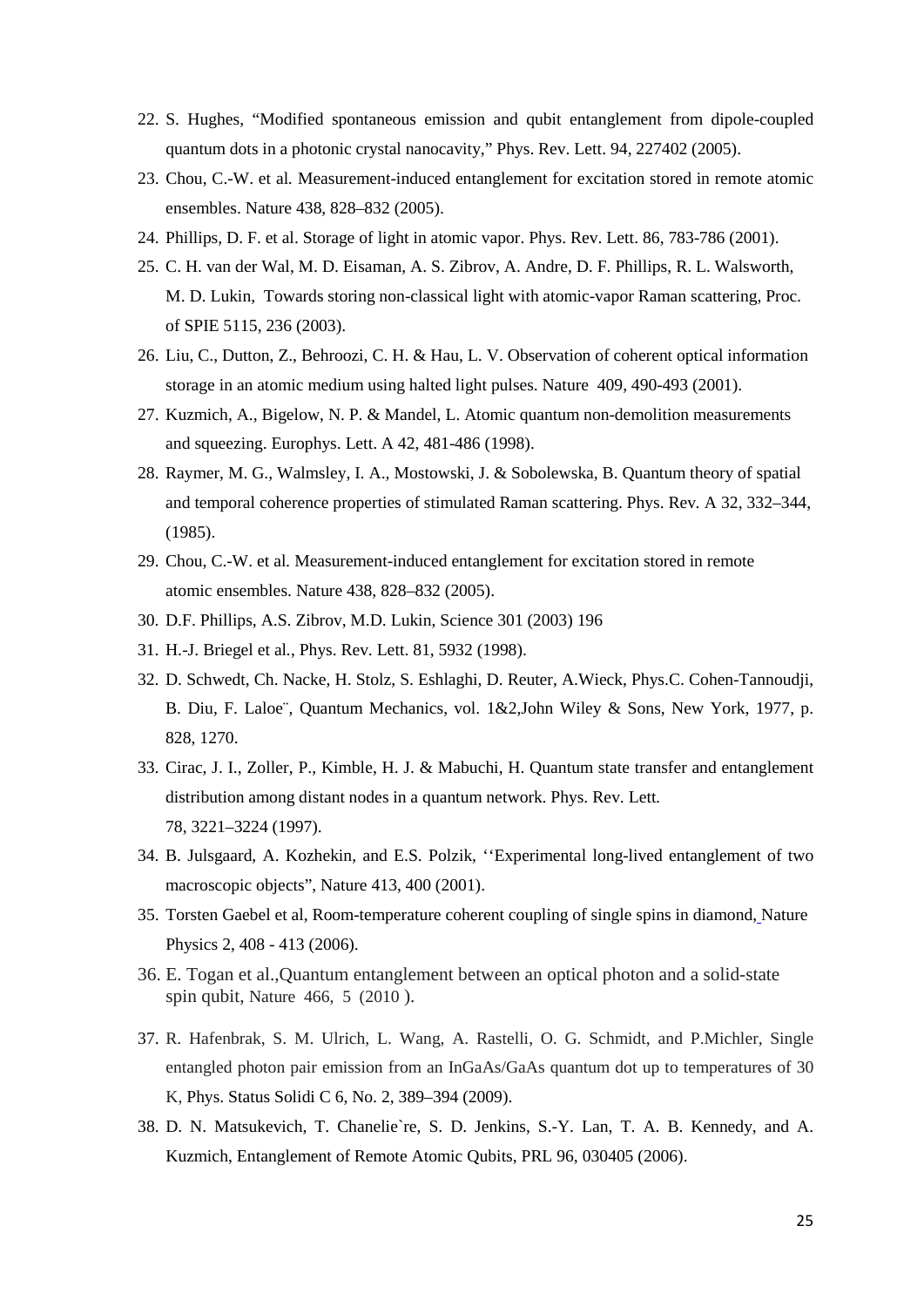22. S. Hughes, "Modified spontaneous emission and qubit entanglement from dipole-coupled quantum dots in a photonic crystal nanocavity," Phys. Rev. Lett. 94, 227402 (2005).
23. Chou, C.-W. et al. Measurement-induced entanglement for excitation stored in remote atomic ensembles. Nature 438, 828–832 (2005).
24. Phillips, D. F. et al. Storage of light in atomic vapor. Phys. Rev. Lett. 86, 783-786 (2001).
25. C. H. van der Wal, M. D. Eisaman, A. S. Zibrov, A. Andre, D. F. Phillips, R. L. Walsworth, M. D. Lukin, Towards storing non-classical light with atomic-vapor Raman scattering, Proc. of SPIE 5115, 236 (2003).
26. Liu, C., Dutton, Z., Behroozi, C. H. & Hau, L. V. Observation of coherent optical information storage in an atomic medium using halted light pulses. Nature 409, 490-493 (2001).
27. Kuzmich, A., Bigelow, N. P. & Mandel, L. Atomic quantum non-demolition measurements and squeezing. Europhys. Lett. A 42, 481-486 (1998).
28. Raymer, M. G., Walmsley, I. A., Mostowski, J. & Sobolewska, B. Quantum theory of spatial and temporal coherence properties of stimulated Raman scattering. Phys. Rev. A 32, 332–344, (1985).
29. Chou, C.-W. et al. Measurement-induced entanglement for excitation stored in remote atomic ensembles. Nature 438, 828–832 (2005).
30. D.F. Phillips, A.S. Zibrov, M.D. Lukin, Science 301 (2003) 196
31. H.-J. Briegel et al., Phys. Rev. Lett. 81, 5932 (1998).
32. D. Schwedt, Ch. Nacke, H. Stolz, S. Eshlaghi, D. Reuter, A.Wieck, Phys.C. Cohen-Tannoudji, B. Diu, F. Laloe¨, Quantum Mechanics, vol. 1&2,John Wiley & Sons, New York, 1977, p. 828, 1270.
33. Cirac, J. I., Zoller, P., Kimble, H. J. & Mabuchi, H. Quantum state transfer and entanglement distribution among distant nodes in a quantum network. Phys. Rev. Lett. 78, 3221–3224 (1997).
34. B. Julsgaard, A. Kozhekin, and E.S. Polzik, ''Experimental long-lived entanglement of two macroscopic objects", Nature 413, 400 (2001).
35. Torsten Gaebel et al, Room-temperature coherent coupling of single spins in diamond, Nature Physics 2, 408 - 413 (2006).
36. E. Togan et al.,Quantum entanglement between an optical photon and a solid-state spin qubit, Nature 466, 5 (2010 ).
37. R. Hafenbrak, S. M. Ulrich, L. Wang, A. Rastelli, O. G. Schmidt, and P.Michler, Single entangled photon pair emission from an InGaAs/GaAs quantum dot up to temperatures of 30 K, Phys. Status Solidi C 6, No. 2, 389–394 (2009).
38. D. N. Matsukevich, T. Chanelie`re, S. D. Jenkins, S.-Y. Lan, T. A. B. Kennedy, and A. Kuzmich, Entanglement of Remote Atomic Qubits, PRL 96, 030405 (2006).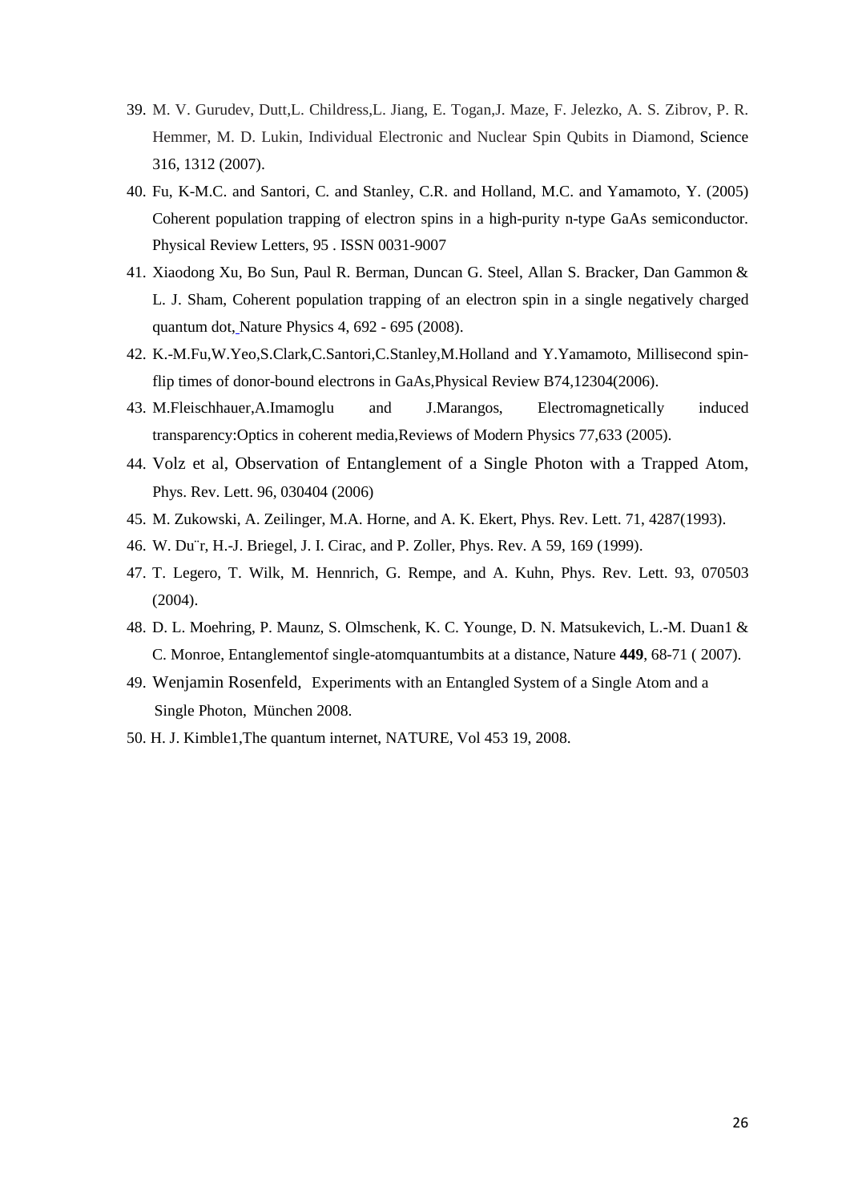39. M. V. Gurudev, Dutt,L. Childress,L. Jiang, E. Togan,J. Maze, F. Jelezko, A. S. Zibrov, P. R. Hemmer, M. D. Lukin, Individual Electronic and Nuclear Spin Qubits in Diamond, Science 316, 1312 (2007).
40. Fu, K-M.C. and Santori, C. and Stanley, C.R. and Holland, M.C. and Yamamoto, Y. (2005) Coherent population trapping of electron spins in a high-purity n-type GaAs semiconductor. Physical Review Letters, 95 . ISSN 0031-9007
41. Xiaodong Xu, Bo Sun, Paul R. Berman, Duncan G. Steel, Allan S. Bracker, Dan Gammon & L. J. Sham, Coherent population trapping of an electron spin in a single negatively charged quantum dot, Nature Physics 4, 692 - 695 (2008).
42. K.-M.Fu,W.Yeo,S.Clark,C.Santori,C.Stanley,M.Holland and Y.Yamamoto, Millisecond spin-flip times of donor-bound electrons in GaAs,Physical Review B74,12304(2006).
43. M.Fleischhauer,A.Imamoglu and J.Marangos, Electromagnetically induced transparency:Optics in coherent media,Reviews of Modern Physics 77,633 (2005).
44. Volz et al, Observation of Entanglement of a Single Photon with a Trapped Atom, Phys. Rev. Lett. 96, 030404 (2006)
45. M. Zukowski, A. Zeilinger, M.A. Horne, and A. K. Ekert, Phys. Rev. Lett. 71, 4287(1993).
46. W. Du¨r, H.-J. Briegel, J. I. Cirac, and P. Zoller, Phys. Rev. A 59, 169 (1999).
47. T. Legero, T. Wilk, M. Hennrich, G. Rempe, and A. Kuhn, Phys. Rev. Lett. 93, 070503 (2004).
48. D. L. Moehring, P. Maunz, S. Olmschenk, K. C. Younge, D. N. Matsukevich, L.-M. Duan1 & C. Monroe, Entanglementof single-atomquantumbits at a distance, Nature **449**, 68-71 ( 2007).
49. Wenjamin Rosenfeld, Experiments with an Entangled System of a Single Atom and a Single Photon, München 2008.
50. H. J. Kimble1,The quantum internet, NATURE, Vol 453 19, 2008.